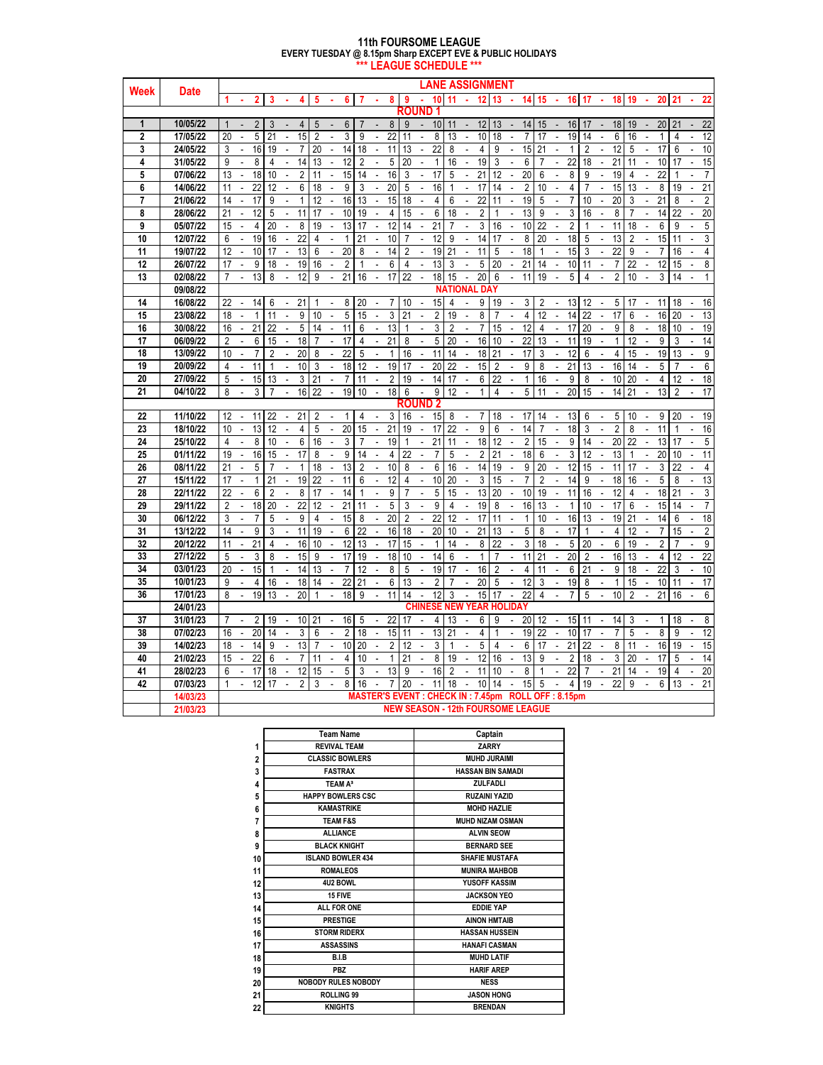# 11th FOURSOME LEAGUE

**EVERY TUESDAY @ 8.15pm Sharp EXCEPT EVE & PUBLIC HOLIDAYS**

**\*\*\* LEAGUE SCHEDULE \*\*\***

| Week | Date | 1 - 2 | 3 - 4 | 5 - 6 | 7 - 8 | 9 - 10 | 11 - 12 | 13 - 14 | 15 - 16 | 17 - 18 | 19 - 20 | 21 - 22 |
|---|---|---|---|---|---|---|---|---|---|---|---|---|
| | | **ROUND 1** | | | | | | | | | | |
| 1 | 10/05/22 | 1 - 2 | 3 - 4 | 5 - 6 | 7 - 8 | 9 - 10 | 11 - 12 | 13 - 14 | 15 - 16 | 17 - 18 | 19 - 20 | 21 - 22 |
| 2 | 17/05/22 | 20 - 5 | 21 - 15 | 2 - 3 | 9 - 22 | 11 - 8 | 13 - 10 | 18 - 7 | 17 - 19 | 14 - 6 | 16 - 1 | 4 - 12 |
| 3 | 24/05/22 | 3 - 16 | 19 - 7 | 20 - 14 | 18 - 11 | 13 - 22 | 8 - 4 | 9 - 15 | 21 - 1 | 2 - 12 | 5 - 17 | 6 - 10 |
| 4 | 31/05/22 | 9 - 8 | 4 - 14 | 13 - 12 | 2 - 5 | 20 - 1 | 16 - 19 | 3 - 6 | 7 - 22 | 18 - 21 | 11 - 10 | 17 - 15 |
| 5 | 07/06/22 | 13 - 18 | 10 - 2 | 11 - 15 | 14 - 16 | 3 - 17 | 5 - 21 | 12 - 20 | 6 - 8 | 9 - 19 | 4 - 22 | 1 - 7 |
| 6 | 14/06/22 | 11 - 22 | 12 - 6 | 18 - 9 | 3 - 20 | 5 - 16 | 1 - 17 | 14 - 2 | 10 - 4 | 7 - 15 | 13 - 8 | 19 - 21 |
| 7 | 21/06/22 | 14 - 17 | 9 - 1 | 12 - 16 | 13 - 15 | 18 - 4 | 6 - 22 | 11 - 19 | 5 - 7 | 10 - 20 | 3 - 21 | 8 - 2 |
| 8 | 28/06/22 | 21 - 12 | 5 - 11 | 17 - 10 | 19 - 4 | 15 - 6 | 18 - 2 | 1 - 13 | 9 - 3 | 16 - 8 | 7 - 14 | 22 - 20 |
| 9 | 05/07/22 | 15 - 4 | 20 - 8 | 19 - 13 | 17 - 12 | 14 - 21 | 7 - 3 | 16 - 10 | 22 - 2 | 1 - 11 | 18 - 6 | 9 - 5 |
| 10 | 12/07/22 | 6 - 19 | 16 - 22 | 4 - 1 | 21 - 10 | 7 - 12 | 9 - 14 | 17 - 8 | 20 - 18 | 5 - 13 | 2 - 15 | 11 - 3 |
| 11 | 19/07/22 | 12 - 10 | 17 - 13 | 6 - 20 | 8 - 14 | 2 - 19 | 21 - 11 | 5 - 18 | 1 - 15 | 3 - 22 | 9 - 7 | 16 - 4 |
| 12 | 26/07/22 | 17 - 9 | 18 - 19 | 16 - 2 | 1 - 6 | 4 - 13 | 3 - 5 | 20 - 21 | 14 - 10 | 11 - 7 | 22 - 12 | 15 - 8 |
| 13 | 02/08/22 | 7 - 13 | 8 - 12 | 9 - 21 | 16 - 17 | 22 - 18 | 15 - 20 | 6 - 11 | 19 - 5 | 4 - 2 | 10 - 3 | 14 - 1 |
| | 09/08/22 | **NATIONAL DAY** | | | | | | | | | | |
| 14 | 16/08/22 | 22 - 14 | 6 - 21 | 1 - 8 | 20 - 7 | 10 - 15 | 4 - 9 | 19 - 3 | 2 - 13 | 12 - 5 | 17 - 11 | 18 - 16 |
| 15 | 23/08/22 | 18 - 1 | 11 - 9 | 10 - 5 | 15 - 3 | 21 - 2 | 19 - 8 | 7 - 4 | 12 - 14 | 22 - 17 | 6 - 16 | 20 - 13 |
| 16 | 30/08/22 | 16 - 21 | 22 - 5 | 14 - 11 | 6 - 13 | 1 - 3 | 2 - 7 | 15 - 12 | 4 - 17 | 20 - 9 | 8 - 18 | 10 - 19 |
| 17 | 06/09/22 | 2 - 6 | 15 - 18 | 7 - 17 | 4 - 21 | 8 - 5 | 20 - 16 | 10 - 22 | 13 - 11 | 19 - 1 | 12 - 9 | 3 - 14 |
| 18 | 13/09/22 | 10 - 7 | 2 - 20 | 8 - 22 | 5 - 1 | 16 - 11 | 14 - 18 | 21 - 17 | 3 - 12 | 6 - 4 | 15 - 19 | 13 - 9 |
| 19 | 20/09/22 | 4 - 11 | 1 - 10 | 3 - 18 | 12 - 19 | 17 - 20 | 22 - 15 | 2 - 9 | 8 - 21 | 13 - 16 | 14 - 5 | 7 - 6 |
| 20 | 27/09/22 | 5 - 15 | 13 - 3 | 21 - 7 | 11 - 2 | 19 - 14 | 17 - 6 | 22 - 1 | 16 - 9 | 8 - 10 | 20 - 4 | 12 - 18 |
| 21 | 04/10/22 | 8 - 3 | 7 - 16 | 22 - 19 | 10 - 18 | 6 - 9 | 12 - 1 | 4 - 5 | 11 - 20 | 15 - 14 | 21 - 13 | 2 - 17 |
| | | **ROUND 2** | | | | | | | | | | |
| 22 | 11/10/22 | 12 - 11 | 22 - 21 | 2 - 1 | 4 - 3 | 16 - 15 | 8 - 7 | 18 - 17 | 14 - 13 | 6 - 5 | 10 - 9 | 20 - 19 |
| 23 | 18/10/22 | 10 - 13 | 12 - 4 | 5 - 20 | 15 - 21 | 19 - 17 | 22 - 9 | 6 - 14 | 7 - 18 | 3 - 2 | 8 - 11 | 1 - 16 |
| 24 | 25/10/22 | 4 - 8 | 10 - 6 | 16 - 3 | 7 - 19 | 1 - 21 | 11 - 18 | 12 - 2 | 15 - 9 | 14 - 20 | 22 - 13 | 17 - 5 |
| 25 | 01/11/22 | 19 - 16 | 15 - 17 | 8 - 9 | 14 - 4 | 22 - 7 | 5 - 2 | 21 - 18 | 6 - 3 | 12 - 13 | 1 - 20 | 10 - 11 |
| 26 | 08/11/22 | 21 - 5 | 7 - 1 | 18 - 13 | 2 - 10 | 8 - 6 | 16 - 14 | 19 - 9 | 20 - 12 | 15 - 11 | 17 - 3 | 22 - 4 |
| 27 | 15/11/22 | 17 - 1 | 21 - 19 | 22 - 11 | 6 - 12 | 4 - 10 | 20 - 3 | 15 - 7 | 2 - 14 | 9 - 18 | 16 - 5 | 8 - 13 |
| 28 | 22/11/22 | 22 - 6 | 2 - 8 | 17 - 14 | 1 - 9 | 7 - 5 | 15 - 13 | 20 - 10 | 19 - 11 | 16 - 12 | 4 - 18 | 21 - 3 |
| 29 | 29/11/22 | 2 - 18 | 20 - 22 | 12 - 21 | 11 - 5 | 3 - 9 | 4 - 19 | 8 - 16 | 13 - 1 | 10 - 17 | 6 - 15 | 14 - 7 |
| 30 | 06/12/22 | 3 - 7 | 5 - 9 | 4 - 15 | 8 - 20 | 2 - 22 | 12 - 17 | 11 - 1 | 10 - 16 | 13 - 19 | 21 - 14 | 6 - 18 |
| 31 | 13/12/22 | 14 - 9 | 3 - 11 | 19 - 6 | 22 - 16 | 18 - 20 | 10 - 21 | 13 - 5 | 8 - 17 | 1 - 4 | 12 - 7 | 15 - 2 |
| 32 | 20/12/22 | 11 - 21 | 4 - 16 | 10 - 12 | 13 - 17 | 15 - 1 | 14 - 8 | 22 - 3 | 18 - 5 | 20 - 6 | 19 - 2 | 7 - 9 |
| 33 | 27/12/22 | 5 - 3 | 8 - 15 | 9 - 17 | 19 - 18 | 10 - 14 | 6 - 1 | 7 - 11 | 21 - 20 | 2 - 16 | 13 - 4 | 12 - 22 |
| 34 | 03/01/23 | 20 - 15 | 1 - 14 | 13 - 7 | 12 - 8 | 5 - 19 | 17 - 16 | 2 - 4 | 11 - 6 | 21 - 9 | 18 - 22 | 3 - 10 |
| 35 | 10/01/23 | 9 - 4 | 16 - 18 | 14 - 22 | 21 - 6 | 13 - 2 | 7 - 20 | 5 - 12 | 3 - 19 | 8 - 1 | 15 - 10 | 11 - 17 |
| 36 | 17/01/23 | 8 - 19 | 13 - 20 | 1 - 18 | 9 - 11 | 14 - 12 | 3 - 15 | 17 - 22 | 4 - 7 | 5 - 10 | 2 - 21 | 16 - 6 |
| | 24/01/23 | **CHINESE NEW YEAR HOLIDAY** | | | | | | | | | | |
| 37 | 31/01/23 | 7 - 2 | 19 - 10 | 21 - 16 | 5 - 22 | 17 - 4 | 13 - 6 | 9 - 20 | 12 - 15 | 11 - 14 | 3 - 1 | 18 - 8 |
| 38 | 07/02/23 | 16 - 20 | 14 - 3 | 6 - 2 | 18 - 15 | 11 - 13 | 21 - 4 | 1 - 19 | 22 - 10 | 17 - 7 | 5 - 8 | 9 - 12 |
| 39 | 14/02/23 | 18 - 14 | 9 - 13 | 7 - 10 | 20 - 2 | 12 - 3 | 1 - 5 | 4 - 6 | 17 - 21 | 22 - 8 | 11 - 16 | 19 - 15 |
| 40 | 21/02/23 | 15 - 22 | 6 - 7 | 11 - 4 | 10 - 1 | 21 - 8 | 19 - 12 | 16 - 13 | 9 - 2 | 18 - 3 | 20 - 17 | 5 - 14 |
| 41 | 28/02/23 | 6 - 17 | 18 - 12 | 15 - 5 | 3 - 13 | 9 - 16 | 2 - 11 | 10 - 8 | 1 - 22 | 7 - 21 | 14 - 19 | 4 - 20 |
| 42 | 07/03/23 | 1 - 12 | 17 - 2 | 3 - 8 | 16 - 7 | 20 - 11 | 18 - 10 | 14 - 15 | 5 - 4 | 19 - 22 | 9 - 6 | 13 - 21 |
| | 14/03/23 | **MASTER'S EVENT : CHECK IN : 7.45pm ROLL OFF : 8.15pm** | | | | | | | | | | |
| | 21/03/23 | **NEW SEASON - 12th FOURSOME LEAGUE** | | | | | | | | | | |

| | Team Name | Captain |
|---|---|---|
| 1 | REVIVAL TEAM | ZARRY |
| 2 | CLASSIC BOWLERS | MUHD JURAIMI |
| 3 | FASTRAX | HASSAN BIN SAMADI |
| 4 | TEAM A³ | ZULFADLI |
| 5 | HAPPY BOWLERS CSC | RUZAINI YAZID |
| 6 | KAMASTRIKE | MOHD HAZLIE |
| 7 | TEAM F&S | MUHD NIZAM OSMAN |
| 8 | ALLIANCE | ALVIN SEOW |
| 9 | BLACK KNIGHT | BERNARD SEE |
| 10 | ISLAND BOWLER 434 | SHAFIE MUSTAFA |
| 11 | ROMALEOS | MUNIRA MAHBOB |
| 12 | 4U2 BOWL | YUSOFF KASSIM |
| 13 | 15 FIVE | JACKSON YEO |
| 14 | ALL FOR ONE | EDDIE YAP |
| 15 | PRESTIGE | AINON HMTAIB |
| 16 | STORM RIDERX | HASSAN HUSSEIN |
| 17 | ASSASSINS | HANAFI CASMAN |
| 18 | B.I.B | MUHD LATIF |
| 19 | PBZ | HARIF AREP |
| 20 | NOBODY RULES NOBODY | NESS |
| 21 | ROLLING 99 | JASON HONG |
| 22 | KNIGHTS | BRENDAN |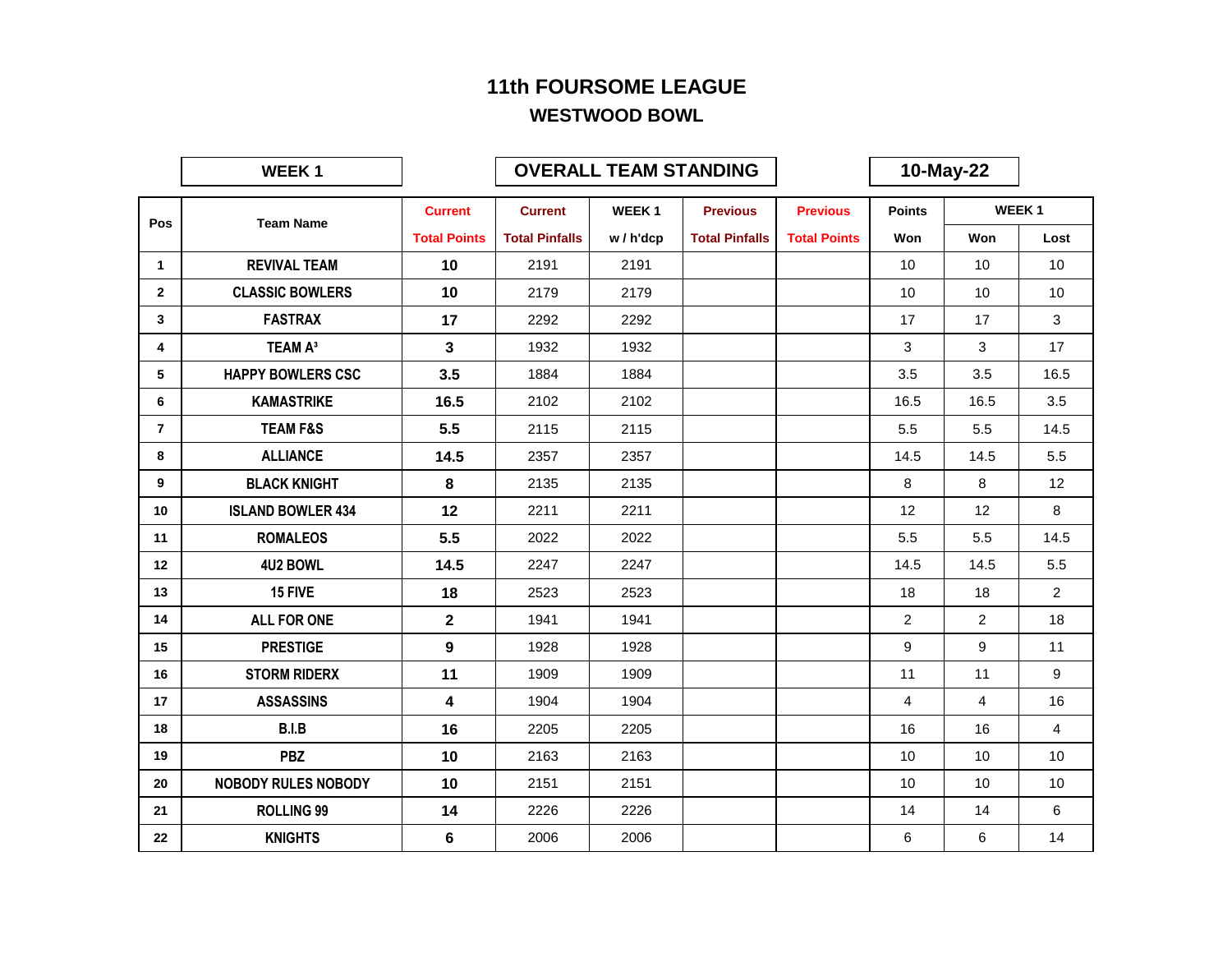# 11th FOURSOME LEAGUE

## WESTWOOD BOWL

**WEEK 1** | **OVERALL TEAM STANDING** | **10-May-22**

| Pos | Team Name | Current Total Points | Current Total Pinfalls | WEEK 1 w / h'dcp | Previous Total Pinfalls | Previous Total Points | Points Won | WEEK 1 Won | WEEK 1 Lost |
|---|---|---|---|---|---|---|---|---|---|
| 1 | REVIVAL TEAM | 10 | 2191 | 2191 | | | 10 | 10 | 10 |
| 2 | CLASSIC BOWLERS | 10 | 2179 | 2179 | | | 10 | 10 | 10 |
| 3 | FASTRAX | 17 | 2292 | 2292 | | | 17 | 17 | 3 |
| 4 | TEAM A³ | 3 | 1932 | 1932 | | | 3 | 3 | 17 |
| 5 | HAPPY BOWLERS CSC | 3.5 | 1884 | 1884 | | | 3.5 | 3.5 | 16.5 |
| 6 | KAMASTRIKE | 16.5 | 2102 | 2102 | | | 16.5 | 16.5 | 3.5 |
| 7 | TEAM F&S | 5.5 | 2115 | 2115 | | | 5.5 | 5.5 | 14.5 |
| 8 | ALLIANCE | 14.5 | 2357 | 2357 | | | 14.5 | 14.5 | 5.5 |
| 9 | BLACK KNIGHT | 8 | 2135 | 2135 | | | 8 | 8 | 12 |
| 10 | ISLAND BOWLER 434 | 12 | 2211 | 2211 | | | 12 | 12 | 8 |
| 11 | ROMALEOS | 5.5 | 2022 | 2022 | | | 5.5 | 5.5 | 14.5 |
| 12 | 4U2 BOWL | 14.5 | 2247 | 2247 | | | 14.5 | 14.5 | 5.5 |
| 13 | 15 FIVE | 18 | 2523 | 2523 | | | 18 | 18 | 2 |
| 14 | ALL FOR ONE | 2 | 1941 | 1941 | | | 2 | 2 | 18 |
| 15 | PRESTIGE | 9 | 1928 | 1928 | | | 9 | 9 | 11 |
| 16 | STORM RIDERX | 11 | 1909 | 1909 | | | 11 | 11 | 9 |
| 17 | ASSASSINS | 4 | 1904 | 1904 | | | 4 | 4 | 16 |
| 18 | B.I.B | 16 | 2205 | 2205 | | | 16 | 16 | 4 |
| 19 | PBZ | 10 | 2163 | 2163 | | | 10 | 10 | 10 |
| 20 | NOBODY RULES NOBODY | 10 | 2151 | 2151 | | | 10 | 10 | 10 |
| 21 | ROLLING 99 | 14 | 2226 | 2226 | | | 14 | 14 | 6 |
| 22 | KNIGHTS | 6 | 2006 | 2006 | | | 6 | 6 | 14 |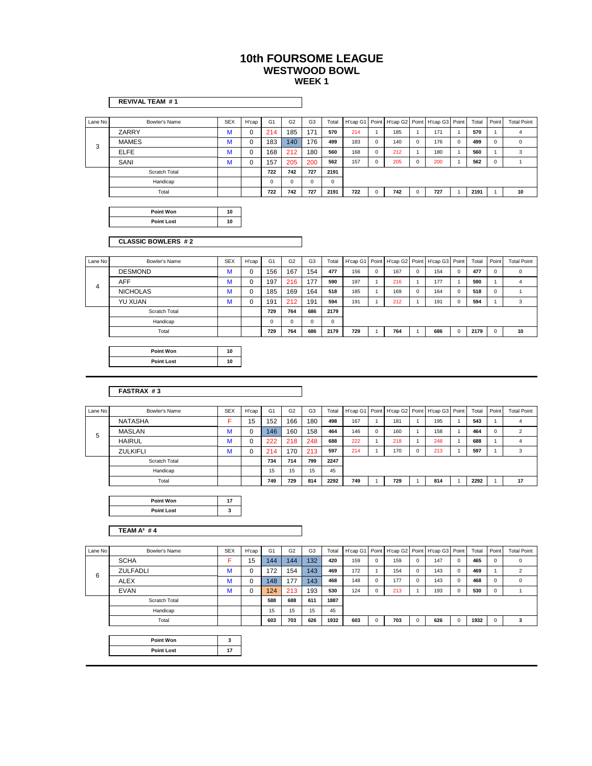# 10th FOURSOME LEAGUE
## WESTWOOD BOWL
### WEEK 1

**REVIVAL TEAM # 1**

| Lane No | Bowler's Name | SEX | H'cap | G1 | G2 | G3 | Total | H'cap G1 | Point | H'cap G2 | Point | H'cap G3 | Point | Total | Point | Total Point |
|---|---|---|---|---|---|---|---|---|---|---|---|---|---|---|---|---|
| 3 | ZARRY | M | 0 | 214 | 185 | 171 | 570 | 214 | 1 | 185 | 1 | 171 | 1 | 570 | 1 | 4 |
| | MAMES | M | 0 | 183 | 140 | 176 | 499 | 183 | 0 | 140 | 0 | 176 | 0 | 499 | 0 | 0 |
| | ELFE | M | 0 | 168 | 212 | 180 | 560 | 168 | 0 | 212 | 1 | 180 | 1 | 560 | 1 | 3 |
| | SANI | M | 0 | 157 | 205 | 200 | 562 | 157 | 0 | 205 | 0 | 200 | 1 | 562 | 0 | 1 |
| | Scratch Total | | | 722 | 742 | 727 | 2191 | | | | | | | | | |
| | Handicap | | | 0 | 0 | 0 | 0 | | | | | | | | | |
| | Total | | | 722 | 742 | 727 | 2191 | 722 | 0 | 742 | 0 | 727 | 1 | 2191 | 1 | 10 |

| Point Won | 10 |
|---|---|
| Point Lost | 10 |

**CLASSIC BOWLERS # 2**

| Lane No | Bowler's Name | SEX | H'cap | G1 | G2 | G3 | Total | H'cap G1 | Point | H'cap G2 | Point | H'cap G3 | Point | Total | Point | Total Point |
|---|---|---|---|---|---|---|---|---|---|---|---|---|---|---|---|---|
| 4 | DESMOND | M | 0 | 156 | 167 | 154 | 477 | 156 | 0 | 167 | 0 | 154 | 0 | 477 | 0 | 0 |
| | AFF | M | 0 | 197 | 216 | 177 | 590 | 197 | 1 | 216 | 1 | 177 | 1 | 590 | 1 | 4 |
| | NICHOLAS | M | 0 | 185 | 169 | 164 | 518 | 185 | 1 | 169 | 0 | 164 | 0 | 518 | 0 | 1 |
| | YU XUAN | M | 0 | 191 | 212 | 191 | 594 | 191 | 1 | 212 | 1 | 191 | 0 | 594 | 1 | 3 |
| | Scratch Total | | | 729 | 764 | 686 | 2179 | | | | | | | | | |
| | Handicap | | | 0 | 0 | 0 | 0 | | | | | | | | | |
| | Total | | | 729 | 764 | 686 | 2179 | 729 | 1 | 764 | 1 | 686 | 0 | 2179 | 0 | 10 |

| Point Won | 10 |
|---|---|
| Point Lost | 10 |

**FASTRAX # 3**

| Lane No | Bowler's Name | SEX | H'cap | G1 | G2 | G3 | Total | H'cap G1 | Point | H'cap G2 | Point | H'cap G3 | Point | Total | Point | Total Point |
|---|---|---|---|---|---|---|---|---|---|---|---|---|---|---|---|---|
| 5 | NATASHA | F | 15 | 152 | 166 | 180 | 498 | 167 | 1 | 181 | 1 | 195 | 1 | 543 | 1 | 4 |
| | MASLAN | M | 0 | 146 | 160 | 158 | 464 | 146 | 0 | 160 | 1 | 158 | 1 | 464 | 0 | 2 |
| | HAIRUL | M | 0 | 222 | 218 | 248 | 688 | 222 | 1 | 218 | 1 | 248 | 1 | 688 | 1 | 4 |
| | ZULKIFLI | M | 0 | 214 | 170 | 213 | 597 | 214 | 1 | 170 | 0 | 213 | 1 | 597 | 1 | 3 |
| | Scratch Total | | | 734 | 714 | 799 | 2247 | | | | | | | | | |
| | Handicap | | | 15 | 15 | 15 | 45 | | | | | | | | | |
| | Total | | | 749 | 729 | 814 | 2292 | 749 | 1 | 729 | 1 | 814 | 1 | 2292 | 1 | 17 |

| Point Won | 17 |
|---|---|
| Point Lost | 3 |

**TEAM A³ # 4**

| Lane No | Bowler's Name | SEX | H'cap | G1 | G2 | G3 | Total | H'cap G1 | Point | H'cap G2 | Point | H'cap G3 | Point | Total | Point | Total Point |
|---|---|---|---|---|---|---|---|---|---|---|---|---|---|---|---|---|
| 6 | SCHA | F | 15 | 144 | 144 | 132 | 420 | 159 | 0 | 159 | 0 | 147 | 0 | 465 | 0 | 0 |
| | ZULFADLI | M | 0 | 172 | 154 | 143 | 469 | 172 | 1 | 154 | 0 | 143 | 0 | 469 | 1 | 2 |
| | ALEX | M | 0 | 148 | 177 | 143 | 468 | 148 | 0 | 177 | 0 | 143 | 0 | 468 | 0 | 0 |
| | EVAN | M | 0 | 124 | 213 | 193 | 530 | 124 | 0 | 213 | 1 | 193 | 0 | 530 | 0 | 1 |
| | Scratch Total | | | 588 | 688 | 611 | 1887 | | | | | | | | | |
| | Handicap | | | 15 | 15 | 15 | 45 | | | | | | | | | |
| | Total | | | 603 | 703 | 626 | 1932 | 603 | 0 | 703 | 0 | 626 | 0 | 1932 | 0 | 3 |

| Point Won | 3 |
|---|---|
| Point Lost | 17 |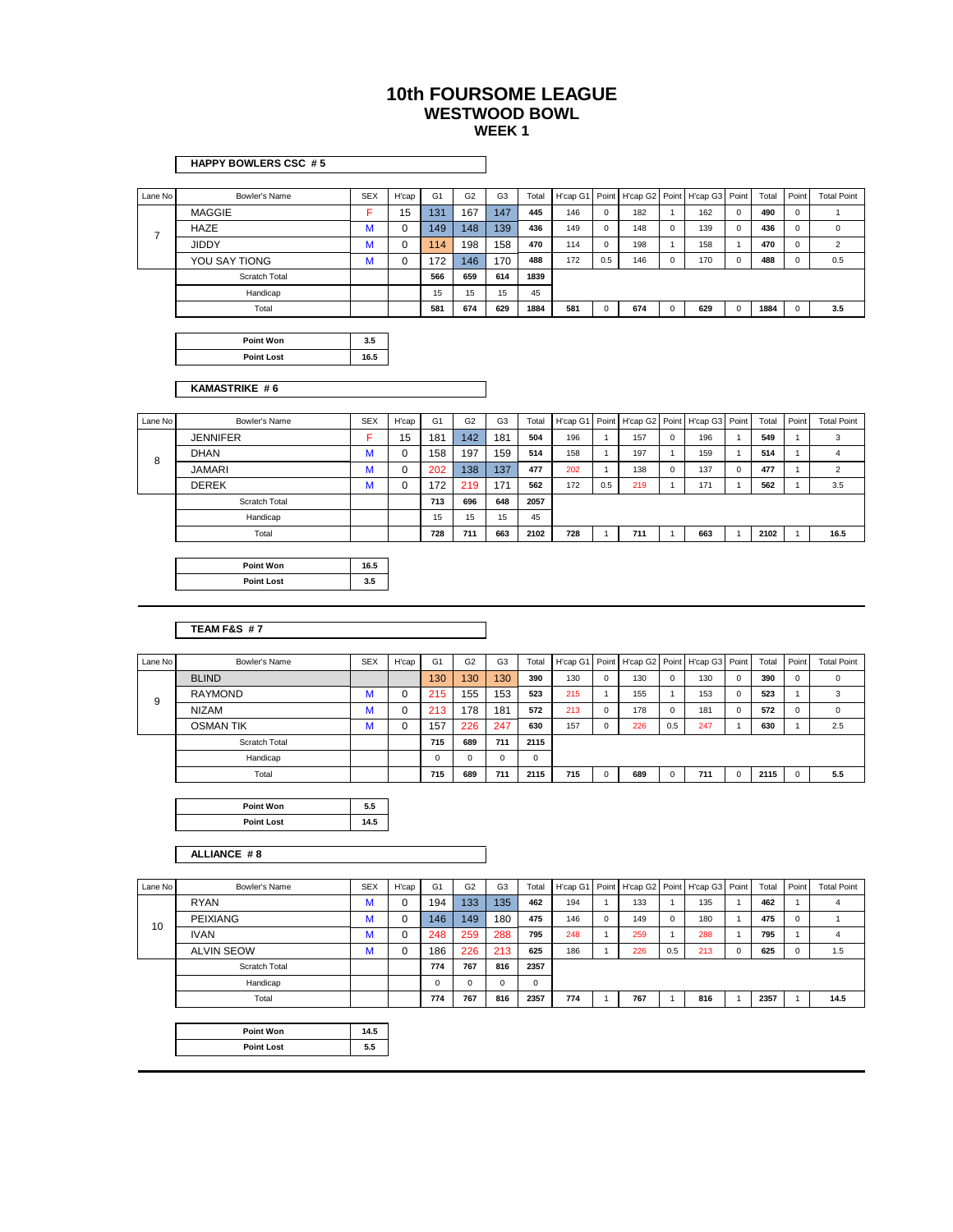# 10th FOURSOME LEAGUE
## WESTWOOD BOWL
### WEEK 1

**HAPPY BOWLERS CSC # 5**

| Lane No | Bowler's Name | SEX | H'cap | G1 | G2 | G3 | Total | H'cap G1 | Point | H'cap G2 | Point | H'cap G3 | Point | Total | Point | Total Point |
|---|---|---|---|---|---|---|---|---|---|---|---|---|---|---|---|---|
| 7 | MAGGIE | F | 15 | 131 | 167 | 147 | 445 | 146 | 0 | 182 | 1 | 162 | 0 | 490 | 0 | 1 |
| | HAZE | M | 0 | 149 | 148 | 139 | 436 | 149 | 0 | 148 | 0 | 139 | 0 | 436 | 0 | 0 |
| | JIDDY | M | 0 | 114 | 198 | 158 | 470 | 114 | 0 | 198 | 1 | 158 | 1 | 470 | 0 | 2 |
| | YOU SAY TIONG | M | 0 | 172 | 146 | 170 | 488 | 172 | 0.5 | 146 | 0 | 170 | 0 | 488 | 0 | 0.5 |
| | Scratch Total | | | 566 | 659 | 614 | 1839 | | | | | | | | | |
| | Handicap | | | 15 | 15 | 15 | 45 | | | | | | | | | |
| | Total | | | 581 | 674 | 629 | 1884 | 581 | 0 | 674 | 0 | 629 | 0 | 1884 | 0 | 3.5 |

| Point Won | 3.5 |
|---|---|
| Point Lost | 16.5 |

**KAMASTRIKE # 6**

| Lane No | Bowler's Name | SEX | H'cap | G1 | G2 | G3 | Total | H'cap G1 | Point | H'cap G2 | Point | H'cap G3 | Point | Total | Point | Total Point |
|---|---|---|---|---|---|---|---|---|---|---|---|---|---|---|---|---|
| 8 | JENNIFER | F | 15 | 181 | 142 | 181 | 504 | 196 | 1 | 157 | 0 | 196 | 1 | 549 | 1 | 3 |
| | DHAN | M | 0 | 158 | 197 | 159 | 514 | 158 | 1 | 197 | 1 | 159 | 1 | 514 | 1 | 4 |
| | JAMARI | M | 0 | 202 | 138 | 137 | 477 | 202 | 1 | 138 | 0 | 137 | 0 | 477 | 1 | 2 |
| | DEREK | M | 0 | 172 | 219 | 171 | 562 | 172 | 0.5 | 219 | 1 | 171 | 1 | 562 | 1 | 3.5 |
| | Scratch Total | | | 713 | 696 | 648 | 2057 | | | | | | | | | |
| | Handicap | | | 15 | 15 | 15 | 45 | | | | | | | | | |
| | Total | | | 728 | 711 | 663 | 2102 | 728 | 1 | 711 | 1 | 663 | 1 | 2102 | 1 | 16.5 |

| Point Won | 16.5 |
|---|---|
| Point Lost | 3.5 |

---

**TEAM F&S # 7**

| Lane No | Bowler's Name | SEX | H'cap | G1 | G2 | G3 | Total | H'cap G1 | Point | H'cap G2 | Point | H'cap G3 | Point | Total | Point | Total Point |
|---|---|---|---|---|---|---|---|---|---|---|---|---|---|---|---|---|
| 9 | BLIND | | | 130 | 130 | 130 | 390 | 130 | 0 | 130 | 0 | 130 | 0 | 390 | 0 | 0 |
| | RAYMOND | M | 0 | 215 | 155 | 153 | 523 | 215 | 1 | 155 | 1 | 153 | 0 | 523 | 1 | 3 |
| | NIZAM | M | 0 | 213 | 178 | 181 | 572 | 213 | 0 | 178 | 0 | 181 | 0 | 572 | 0 | 0 |
| | OSMAN TIK | M | 0 | 157 | 226 | 247 | 630 | 157 | 0 | 226 | 0.5 | 247 | 1 | 630 | 1 | 2.5 |
| | Scratch Total | | | 715 | 689 | 711 | 2115 | | | | | | | | | |
| | Handicap | | | 0 | 0 | 0 | 0 | | | | | | | | | |
| | Total | | | 715 | 689 | 711 | 2115 | 715 | 0 | 689 | 0 | 711 | 0 | 2115 | 0 | 5.5 |

| Point Won | 5.5 |
|---|---|
| Point Lost | 14.5 |

**ALLIANCE # 8**

| Lane No | Bowler's Name | SEX | H'cap | G1 | G2 | G3 | Total | H'cap G1 | Point | H'cap G2 | Point | H'cap G3 | Point | Total | Point | Total Point |
|---|---|---|---|---|---|---|---|---|---|---|---|---|---|---|---|---|
| 10 | RYAN | M | 0 | 194 | 133 | 135 | 462 | 194 | 1 | 133 | 1 | 135 | 1 | 462 | 1 | 4 |
| | PEIXIANG | M | 0 | 146 | 149 | 180 | 475 | 146 | 0 | 149 | 0 | 180 | 1 | 475 | 0 | 1 |
| | IVAN | M | 0 | 248 | 259 | 288 | 795 | 248 | 1 | 259 | 1 | 288 | 1 | 795 | 1 | 4 |
| | ALVIN SEOW | M | 0 | 186 | 226 | 213 | 625 | 186 | 1 | 226 | 0.5 | 213 | 0 | 625 | 0 | 1.5 |
| | Scratch Total | | | 774 | 767 | 816 | 2357 | | | | | | | | | |
| | Handicap | | | 0 | 0 | 0 | 0 | | | | | | | | | |
| | Total | | | 774 | 767 | 816 | 2357 | 774 | 1 | 767 | 1 | 816 | 1 | 2357 | 1 | 14.5 |

| Point Won | 14.5 |
|---|---|
| Point Lost | 5.5 |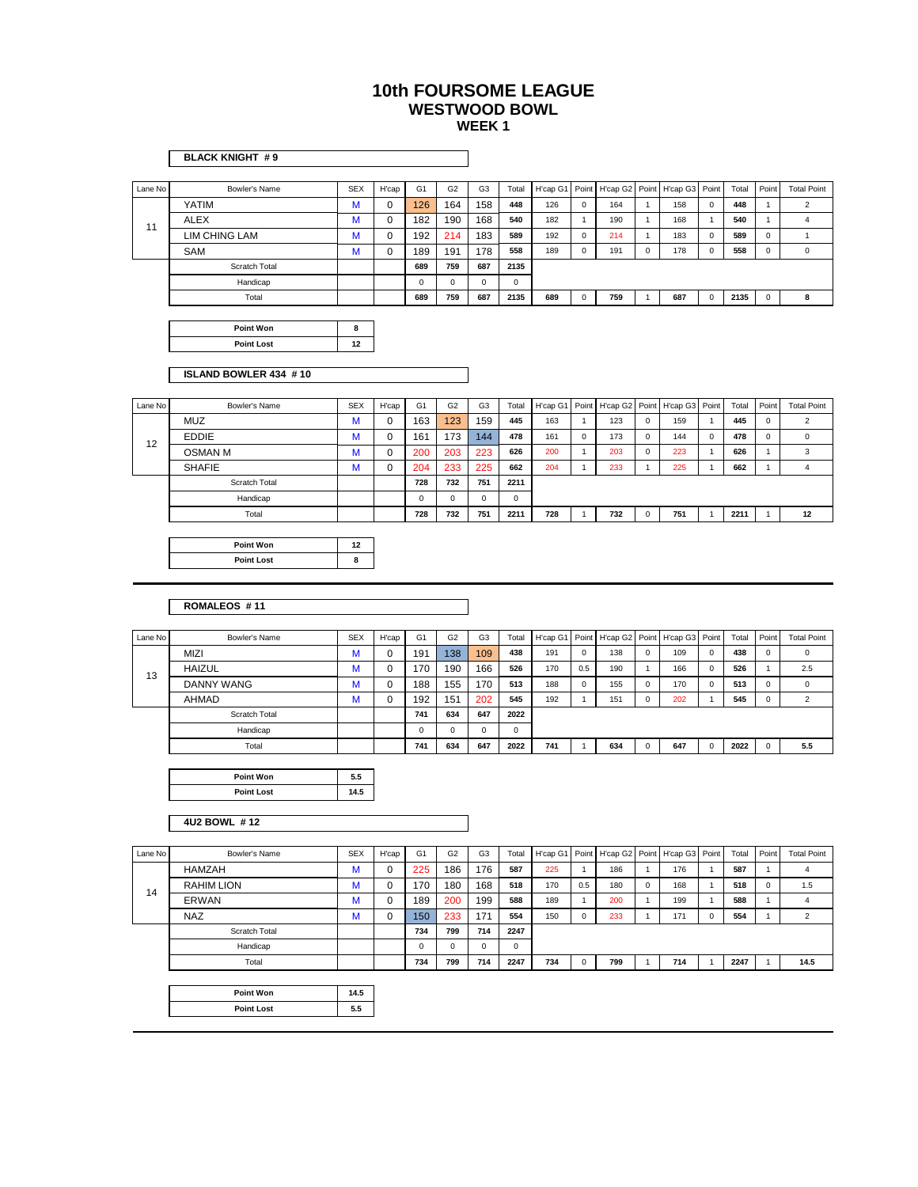# 10th FOURSOME LEAGUE
## WESTWOOD BOWL
### WEEK 1

**BLACK KNIGHT # 9**

| Lane No | Bowler's Name | SEX | H'cap | G1 | G2 | G3 | Total | H'cap G1 | Point | H'cap G2 | Point | H'cap G3 | Point | Total | Point | Total Point |
|---|---|---|---|---|---|---|---|---|---|---|---|---|---|---|---|---|
| 11 | YATIM | M | 0 | 126 | 164 | 158 | 448 | 126 | 0 | 164 | 0 | 158 | 0 | 448 | 1 | 2 |
| | ALEX | M | 0 | 182 | 190 | 168 | 540 | 182 | 1 | 190 | 1 | 168 | 1 | 540 | 1 | 4 |
| | LIM CHING LAM | M | 0 | 192 | 214 | 183 | 589 | 192 | 0 | 214 | 1 | 183 | 0 | 589 | 0 | 1 |
| | SAM | M | 0 | 189 | 191 | 178 | 558 | 189 | 0 | 191 | 0 | 178 | 0 | 558 | 0 | 0 |
| | Scratch Total | | | 689 | 759 | 687 | 2135 | | | | | | | | | |
| | Handicap | | | 0 | 0 | 0 | 0 | | | | | | | | | |
| | Total | | | 689 | 759 | 687 | 2135 | 689 | 0 | 759 | 1 | 687 | 0 | 2135 | 0 | 8 |

| | |
|---|---|
| Point Won | 8 |
| Point Lost | 12 |

**ISLAND BOWLER 434 # 10**

| Lane No | Bowler's Name | SEX | H'cap | G1 | G2 | G3 | Total | H'cap G1 | Point | H'cap G2 | Point | H'cap G3 | Point | Total | Point | Total Point |
|---|---|---|---|---|---|---|---|---|---|---|---|---|---|---|---|---|
| 12 | MUZ | M | 0 | 163 | 123 | 159 | 445 | 163 | 1 | 123 | 0 | 159 | 1 | 445 | 0 | 2 |
| | EDDIE | M | 0 | 161 | 173 | 144 | 478 | 161 | 0 | 173 | 0 | 144 | 0 | 478 | 0 | 0 |
| | OSMAN M | M | 0 | 200 | 203 | 223 | 626 | 200 | 1 | 203 | 0 | 223 | 1 | 626 | 1 | 3 |
| | SHAFIE | M | 0 | 204 | 233 | 225 | 662 | 204 | 1 | 233 | 1 | 225 | 1 | 662 | 1 | 4 |
| | Scratch Total | | | 728 | 732 | 751 | 2211 | | | | | | | | | |
| | Handicap | | | 0 | 0 | 0 | 0 | | | | | | | | | |
| | Total | | | 728 | 732 | 751 | 2211 | 728 | 1 | 732 | 0 | 751 | 1 | 2211 | 1 | 12 |

| | |
|---|---|
| Point Won | 12 |
| Point Lost | 8 |

---

**ROMALEOS # 11**

| Lane No | Bowler's Name | SEX | H'cap | G1 | G2 | G3 | Total | H'cap G1 | Point | H'cap G2 | Point | H'cap G3 | Point | Total | Point | Total Point |
|---|---|---|---|---|---|---|---|---|---|---|---|---|---|---|---|---|
| 13 | MIZI | M | 0 | 191 | 138 | 109 | 438 | 191 | 0 | 138 | 0 | 109 | 0 | 438 | 0 | 0 |
| | HAIZUL | M | 0 | 170 | 190 | 166 | 526 | 170 | 0.5 | 190 | 0 | 166 | 0 | 526 | 1 | 2.5 |
| | DANNY WANG | M | 0 | 188 | 155 | 170 | 513 | 188 | 0 | 155 | 0 | 170 | 0 | 513 | 0 | 0 |
| | AHMAD | M | 0 | 192 | 151 | 202 | 545 | 192 | 1 | 151 | 0 | 202 | 1 | 545 | 0 | 2 |
| | Scratch Total | | | 741 | 634 | 647 | 2022 | | | | | | | | | |
| | Handicap | | | 0 | 0 | 0 | 0 | | | | | | | | | |
| | Total | | | 741 | 634 | 647 | 2022 | 741 | 1 | 634 | 0 | 647 | 0 | 2022 | 0 | 5.5 |

| | |
|---|---|
| Point Won | 5.5 |
| Point Lost | 14.5 |

**4U2 BOWL # 12**

| Lane No | Bowler's Name | SEX | H'cap | G1 | G2 | G3 | Total | H'cap G1 | Point | H'cap G2 | Point | H'cap G3 | Point | Total | Point | Total Point |
|---|---|---|---|---|---|---|---|---|---|---|---|---|---|---|---|---|
| 14 | HAMZAH | M | 0 | 225 | 186 | 176 | 587 | 225 | 1 | 186 | 1 | 176 | 1 | 587 | 1 | 4 |
| | RAHIM LION | M | 0 | 170 | 180 | 168 | 518 | 170 | 0.5 | 180 | 0 | 168 | 1 | 518 | 0 | 1.5 |
| | ERWAN | M | 0 | 189 | 200 | 199 | 588 | 189 | 1 | 200 | 1 | 199 | 1 | 588 | 1 | 4 |
| | NAZ | M | 0 | 150 | 233 | 171 | 554 | 150 | 0 | 233 | 1 | 171 | 0 | 554 | 1 | 2 |
| | Scratch Total | | | 734 | 799 | 714 | 2247 | | | | | | | | | |
| | Handicap | | | 0 | 0 | 0 | 0 | | | | | | | | | |
| | Total | | | 734 | 799 | 714 | 2247 | 734 | 0 | 799 | 1 | 714 | 1 | 2247 | 1 | 14.5 |

| | |
|---|---|
| Point Won | 14.5 |
| Point Lost | 5.5 |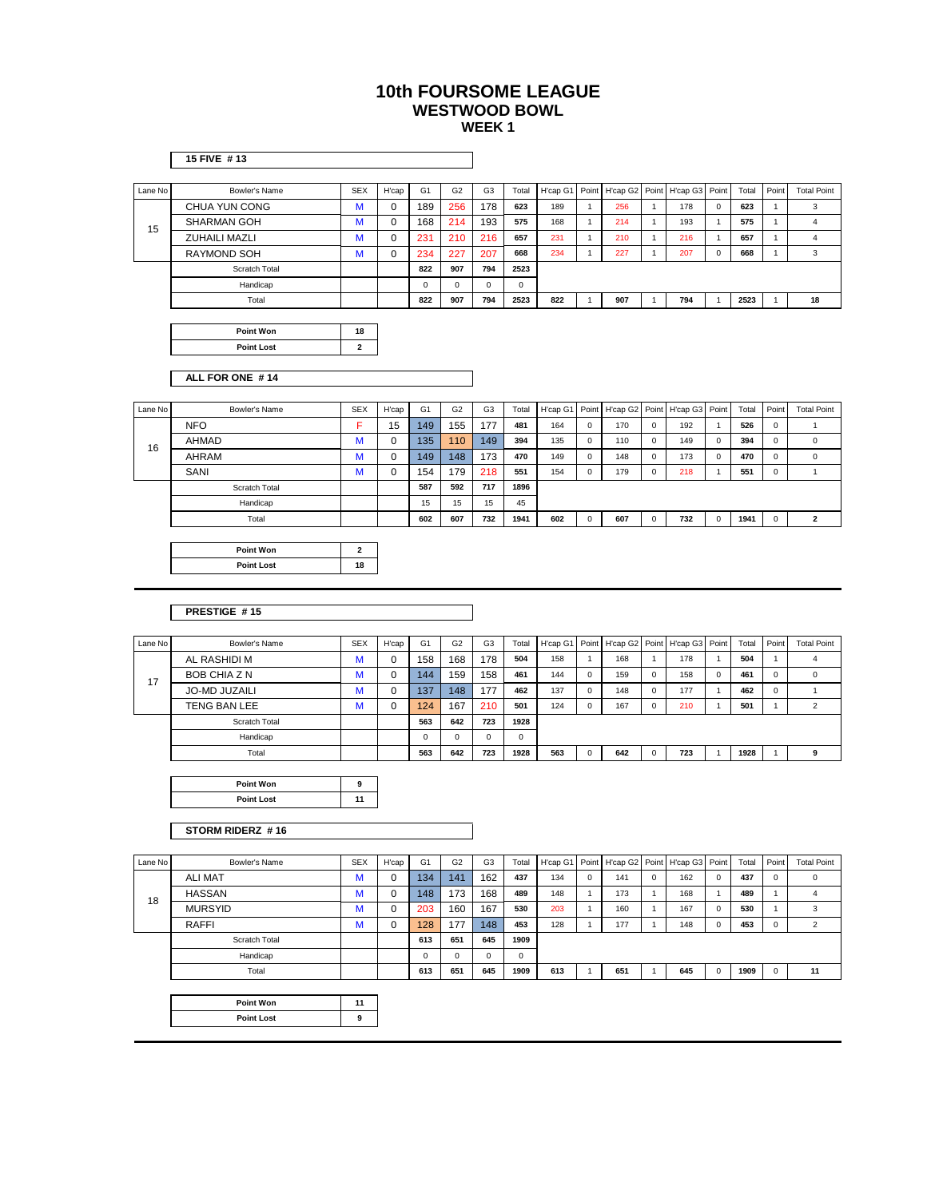# 10th FOURSOME LEAGUE
## WESTWOOD BOWL
### WEEK 1

**15 FIVE # 13**

| Lane No | Bowler's Name | SEX | H'cap | G1 | G2 | G3 | Total | H'cap G1 | Point | H'cap G2 | Point | H'cap G3 | Point | Total | Point | Total Point |
|---|---|---|---|---|---|---|---|---|---|---|---|---|---|---|---|---|
| 15 | CHUA YUN CONG | M | 0 | 189 | 256 | 178 | 623 | 189 | 1 | 256 | 1 | 178 | 0 | 623 | 1 | 3 |
| | SHARMAN GOH | M | 0 | 168 | 214 | 193 | 575 | 168 | 1 | 214 | 1 | 193 | 1 | 575 | 1 | 4 |
| | ZUHAILI MAZLI | M | 0 | 231 | 210 | 216 | 657 | 231 | 1 | 210 | 1 | 216 | 1 | 657 | 1 | 4 |
| | RAYMOND SOH | M | 0 | 234 | 227 | 207 | 668 | 234 | 1 | 227 | 1 | 207 | 0 | 668 | 1 | 3 |
| | Scratch Total | | | 822 | 907 | 794 | 2523 | | | | | | | | | |
| | Handicap | | | 0 | 0 | 0 | 0 | | | | | | | | | |
| | Total | | | 822 | 907 | 794 | 2523 | 822 | 1 | 907 | 1 | 794 | 1 | 2523 | 1 | 18 |

| Point Won | 18 |
|---|---|
| Point Lost | 2 |

**ALL FOR ONE # 14**

| Lane No | Bowler's Name | SEX | H'cap | G1 | G2 | G3 | Total | H'cap G1 | Point | H'cap G2 | Point | H'cap G3 | Point | Total | Point | Total Point |
|---|---|---|---|---|---|---|---|---|---|---|---|---|---|---|---|---|
| 16 | NFO | F | 15 | 149 | 155 | 177 | 481 | 164 | 0 | 170 | 0 | 192 | 1 | 526 | 0 | 1 |
| | AHMAD | M | 0 | 135 | 110 | 149 | 394 | 135 | 0 | 110 | 0 | 149 | 0 | 394 | 0 | 0 |
| | AHRAM | M | 0 | 149 | 148 | 173 | 470 | 149 | 0 | 148 | 0 | 173 | 0 | 470 | 0 | 0 |
| | SANI | M | 0 | 154 | 179 | 218 | 551 | 154 | 0 | 179 | 0 | 218 | 1 | 551 | 0 | 1 |
| | Scratch Total | | | 587 | 592 | 717 | 1896 | | | | | | | | | |
| | Handicap | | | 15 | 15 | 15 | 45 | | | | | | | | | |
| | Total | | | 602 | 607 | 732 | 1941 | 602 | 0 | 607 | 0 | 732 | 0 | 1941 | 0 | 2 |

| Point Won | 2 |
|---|---|
| Point Lost | 18 |

---

**PRESTIGE # 15**

| Lane No | Bowler's Name | SEX | H'cap | G1 | G2 | G3 | Total | H'cap G1 | Point | H'cap G2 | Point | H'cap G3 | Point | Total | Point | Total Point |
|---|---|---|---|---|---|---|---|---|---|---|---|---|---|---|---|---|
| 17 | AL RASHIDI M | M | 0 | 158 | 168 | 178 | 504 | 158 | 1 | 168 | 1 | 178 | 1 | 504 | 1 | 4 |
| | BOB CHIA Z N | M | 0 | 144 | 159 | 158 | 461 | 144 | 0 | 159 | 0 | 158 | 0 | 461 | 0 | 0 |
| | JO-MD JUZAILI | M | 0 | 137 | 148 | 177 | 462 | 137 | 0 | 148 | 0 | 177 | 1 | 462 | 0 | 1 |
| | TENG BAN LEE | M | 0 | 124 | 167 | 210 | 501 | 124 | 0 | 167 | 0 | 210 | 1 | 501 | 1 | 2 |
| | Scratch Total | | | 563 | 642 | 723 | 1928 | | | | | | | | | |
| | Handicap | | | 0 | 0 | 0 | 0 | | | | | | | | | |
| | Total | | | 563 | 642 | 723 | 1928 | 563 | 0 | 642 | 0 | 723 | 1 | 1928 | 1 | 9 |

| Point Won | 9 |
|---|---|
| Point Lost | 11 |

**STORM RIDERZ # 16**

| Lane No | Bowler's Name | SEX | H'cap | G1 | G2 | G3 | Total | H'cap G1 | Point | H'cap G2 | Point | H'cap G3 | Point | Total | Point | Total Point |
|---|---|---|---|---|---|---|---|---|---|---|---|---|---|---|---|---|
| 18 | ALI MAT | M | 0 | 134 | 141 | 162 | 437 | 134 | 0 | 141 | 0 | 162 | 0 | 437 | 0 | 0 |
| | HASSAN | M | 0 | 148 | 173 | 168 | 489 | 148 | 1 | 173 | 1 | 168 | 1 | 489 | 1 | 4 |
| | MURSYID | M | 0 | 203 | 160 | 167 | 530 | 203 | 1 | 160 | 1 | 167 | 0 | 530 | 1 | 3 |
| | RAFFI | M | 0 | 128 | 177 | 148 | 453 | 128 | 1 | 177 | 1 | 148 | 0 | 453 | 0 | 2 |
| | Scratch Total | | | 613 | 651 | 645 | 1909 | | | | | | | | | |
| | Handicap | | | 0 | 0 | 0 | 0 | | | | | | | | | |
| | Total | | | 613 | 651 | 645 | 1909 | 613 | 1 | 651 | 1 | 645 | 0 | 1909 | 0 | 11 |

| Point Won | 11 |
|---|---|
| Point Lost | 9 |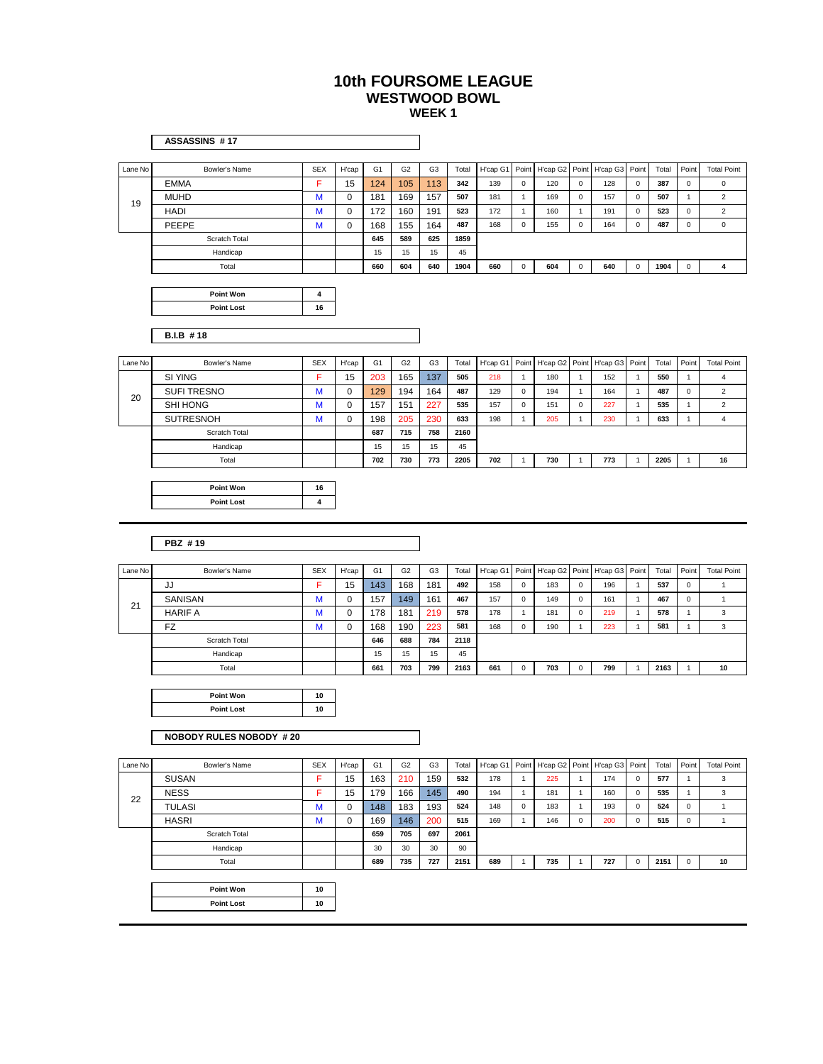# 10th FOURSOME LEAGUE
## WESTWOOD BOWL
### WEEK 1

**ASSASSINS # 17**

| Lane No | Bowler's Name | SEX | H'cap | G1 | G2 | G3 | Total | H'cap G1 | Point | H'cap G2 | Point | H'cap G3 | Point | Total | Point | Total Point |
|---|---|---|---|---|---|---|---|---|---|---|---|---|---|---|---|---|
| 19 | EMMA | F | 15 | 124 | 105 | 113 | 342 | 139 | 0 | 120 | 0 | 128 | 0 | 387 | 0 | 0 |
| | MUHD | M | 0 | 181 | 169 | 157 | 507 | 181 | 1 | 169 | 0 | 157 | 0 | 507 | 1 | 2 |
| | HADI | M | 0 | 172 | 160 | 191 | 523 | 172 | 1 | 160 | 1 | 191 | 0 | 523 | 0 | 2 |
| | PEEPE | M | 0 | 168 | 155 | 164 | 487 | 168 | 0 | 155 | 0 | 164 | 0 | 487 | 0 | 0 |
| | Scratch Total | | | 645 | 589 | 625 | 1859 | | | | | | | | | |
| | Handicap | | | 15 | 15 | 15 | 45 | | | | | | | | | |
| | Total | | | 660 | 604 | 640 | 1904 | 660 | 0 | 604 | 0 | 640 | 0 | 1904 | 0 | 4 |

| Point Won | 4 |
|---|---|
| Point Lost | 16 |

**B.I.B # 18**

| Lane No | Bowler's Name | SEX | H'cap | G1 | G2 | G3 | Total | H'cap G1 | Point | H'cap G2 | Point | H'cap G3 | Point | Total | Point | Total Point |
|---|---|---|---|---|---|---|---|---|---|---|---|---|---|---|---|---|
| 20 | SI YING | F | 15 | 203 | 165 | 137 | 505 | 218 | 1 | 180 | 1 | 152 | 1 | 550 | 1 | 4 |
| | SUFI TRESNO | M | 0 | 129 | 194 | 164 | 487 | 129 | 0 | 194 | 1 | 164 | 1 | 487 | 0 | 2 |
| | SHI HONG | M | 0 | 157 | 151 | 227 | 535 | 157 | 0 | 151 | 0 | 227 | 1 | 535 | 1 | 2 |
| | SUTRESNOH | M | 0 | 198 | 205 | 230 | 633 | 198 | 1 | 205 | 1 | 230 | 1 | 633 | 1 | 4 |
| | Scratch Total | | | 687 | 715 | 758 | 2160 | | | | | | | | | |
| | Handicap | | | 15 | 15 | 15 | 45 | | | | | | | | | |
| | Total | | | 702 | 730 | 773 | 2205 | 702 | 1 | 730 | 1 | 773 | 1 | 2205 | 1 | 16 |

| Point Won | 16 |
|---|---|
| Point Lost | 4 |

**PBZ # 19**

| Lane No | Bowler's Name | SEX | H'cap | G1 | G2 | G3 | Total | H'cap G1 | Point | H'cap G2 | Point | H'cap G3 | Point | Total | Point | Total Point |
|---|---|---|---|---|---|---|---|---|---|---|---|---|---|---|---|---|
| 21 | JJ | F | 15 | 143 | 168 | 181 | 492 | 158 | 0 | 183 | 0 | 196 | 1 | 537 | 0 | 1 |
| | SANISAN | M | 0 | 157 | 149 | 161 | 467 | 157 | 0 | 149 | 0 | 161 | 1 | 467 | 0 | 1 |
| | HARIF A | M | 0 | 178 | 181 | 219 | 578 | 178 | 1 | 181 | 0 | 219 | 1 | 578 | 1 | 3 |
| | FZ | M | 0 | 168 | 190 | 223 | 581 | 168 | 0 | 190 | 1 | 223 | 1 | 581 | 1 | 3 |
| | Scratch Total | | | 646 | 688 | 784 | 2118 | | | | | | | | | |
| | Handicap | | | 15 | 15 | 15 | 45 | | | | | | | | | |
| | Total | | | 661 | 703 | 799 | 2163 | 661 | 0 | 703 | 0 | 799 | 1 | 2163 | 1 | 10 |

| Point Won | 10 |
|---|---|
| Point Lost | 10 |

**NOBODY RULES NOBODY # 20**

| Lane No | Bowler's Name | SEX | H'cap | G1 | G2 | G3 | Total | H'cap G1 | Point | H'cap G2 | Point | H'cap G3 | Point | Total | Point | Total Point |
|---|---|---|---|---|---|---|---|---|---|---|---|---|---|---|---|---|
| 22 | SUSAN | F | 15 | 163 | 210 | 159 | 532 | 178 | 1 | 225 | 1 | 174 | 0 | 577 | 1 | 3 |
| | NESS | F | 15 | 179 | 166 | 145 | 490 | 194 | 1 | 181 | 1 | 160 | 0 | 535 | 1 | 3 |
| | TULASI | M | 0 | 148 | 183 | 193 | 524 | 148 | 0 | 183 | 1 | 193 | 0 | 524 | 0 | 1 |
| | HASRI | M | 0 | 169 | 146 | 200 | 515 | 169 | 1 | 146 | 0 | 200 | 0 | 515 | 0 | 1 |
| | Scratch Total | | | 659 | 705 | 697 | 2061 | | | | | | | | | |
| | Handicap | | | 30 | 30 | 30 | 90 | | | | | | | | | |
| | Total | | | 689 | 735 | 727 | 2151 | 689 | 1 | 735 | 1 | 727 | 0 | 2151 | 0 | 10 |

| Point Won | 10 |
|---|---|
| Point Lost | 10 |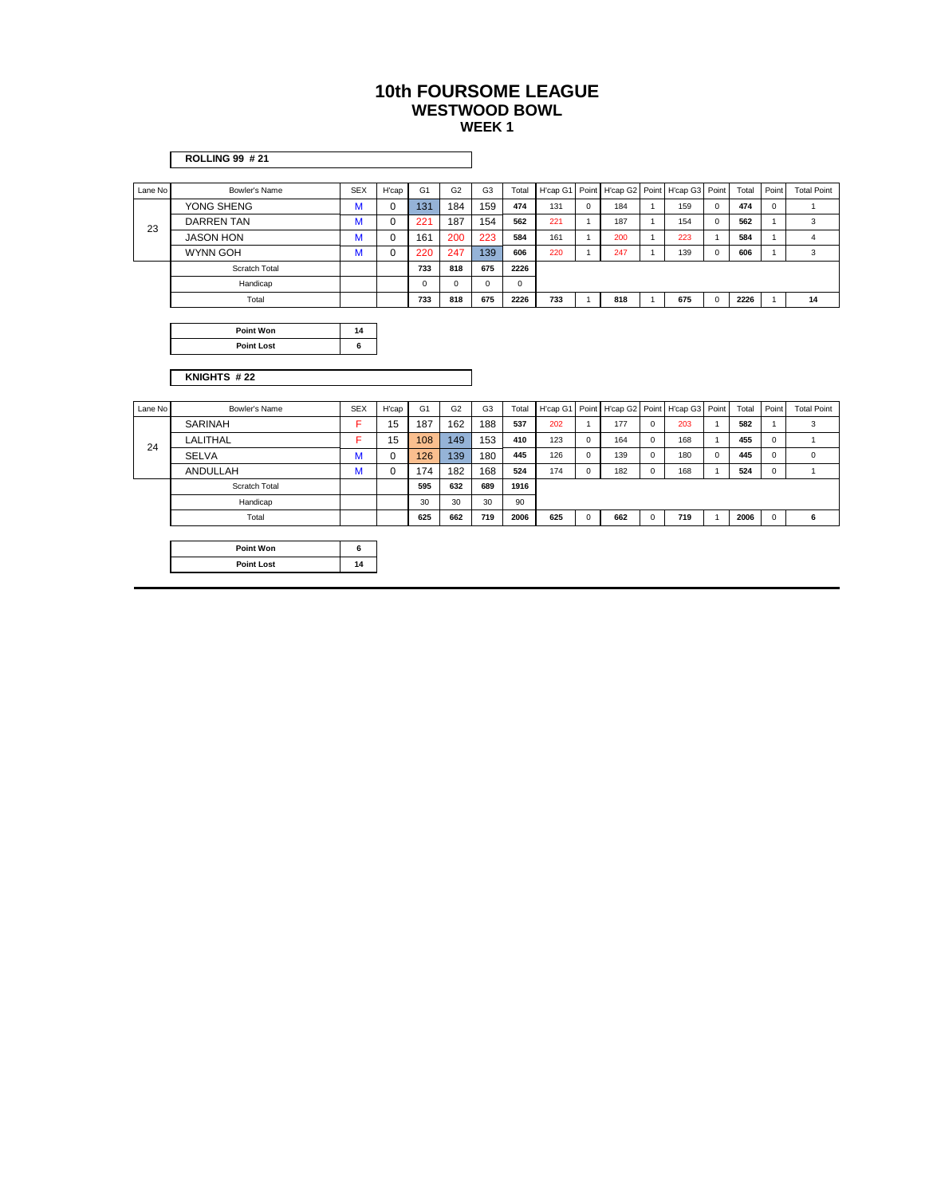# 10th FOURSOME LEAGUE
## WESTWOOD BOWL
### WEEK 1

**ROLLING 99 # 21**

| Lane No | Bowler's Name | SEX | H'cap | G1 | G2 | G3 | Total | H'cap G1 | Point | H'cap G2 | Point | H'cap G3 | Point | Total | Point | Total Point |
|---|---|---|---|---|---|---|---|---|---|---|---|---|---|---|---|---|
| 23 | YONG SHENG | M | 0 | 131 | 184 | 159 | 474 | 131 | 0 | 184 | 1 | 159 | 0 | 474 | 0 | 1 |
| | DARREN TAN | M | 0 | 221 | 187 | 154 | 562 | 221 | 1 | 187 | 1 | 154 | 0 | 562 | 1 | 3 |
| | JASON HON | M | 0 | 161 | 200 | 223 | 584 | 161 | 1 | 200 | 1 | 223 | 1 | 584 | 1 | 4 |
| | WYNN GOH | M | 0 | 220 | 247 | 139 | 606 | 220 | 1 | 247 | 1 | 139 | 0 | 606 | 1 | 3 |
| | Scratch Total | | | 733 | 818 | 675 | 2226 | | | | | | | | | |
| | Handicap | | | 0 | 0 | 0 | 0 | | | | | | | | | |
| | Total | | | 733 | 818 | 675 | 2226 | 733 | 1 | 818 | 1 | 675 | 0 | 2226 | 1 | 14 |

| Point Won | 14 |
|---|---|
| Point Lost | 6 |

**KNIGHTS # 22**

| Lane No | Bowler's Name | SEX | H'cap | G1 | G2 | G3 | Total | H'cap G1 | Point | H'cap G2 | Point | H'cap G3 | Point | Total | Point | Total Point |
|---|---|---|---|---|---|---|---|---|---|---|---|---|---|---|---|---|
| 24 | SARINAH | F | 15 | 187 | 162 | 188 | 537 | 202 | 1 | 177 | 0 | 203 | 1 | 582 | 1 | 3 |
| | LALITHAL | F | 15 | 108 | 149 | 153 | 410 | 123 | 0 | 164 | 0 | 168 | 1 | 455 | 0 | 1 |
| | SELVA | M | 0 | 126 | 139 | 180 | 445 | 126 | 0 | 139 | 0 | 180 | 0 | 445 | 0 | 0 |
| | ANDULLAH | M | 0 | 174 | 182 | 168 | 524 | 174 | 0 | 182 | 0 | 168 | 1 | 524 | 0 | 1 |
| | Scratch Total | | | 595 | 632 | 689 | 1916 | | | | | | | | | |
| | Handicap | | | 30 | 30 | 30 | 90 | | | | | | | | | |
| | Total | | | 625 | 662 | 719 | 2006 | 625 | 0 | 662 | 0 | 719 | 1 | 2006 | 0 | 6 |

| Point Won | 6 |
|---|---|
| Point Lost | 14 |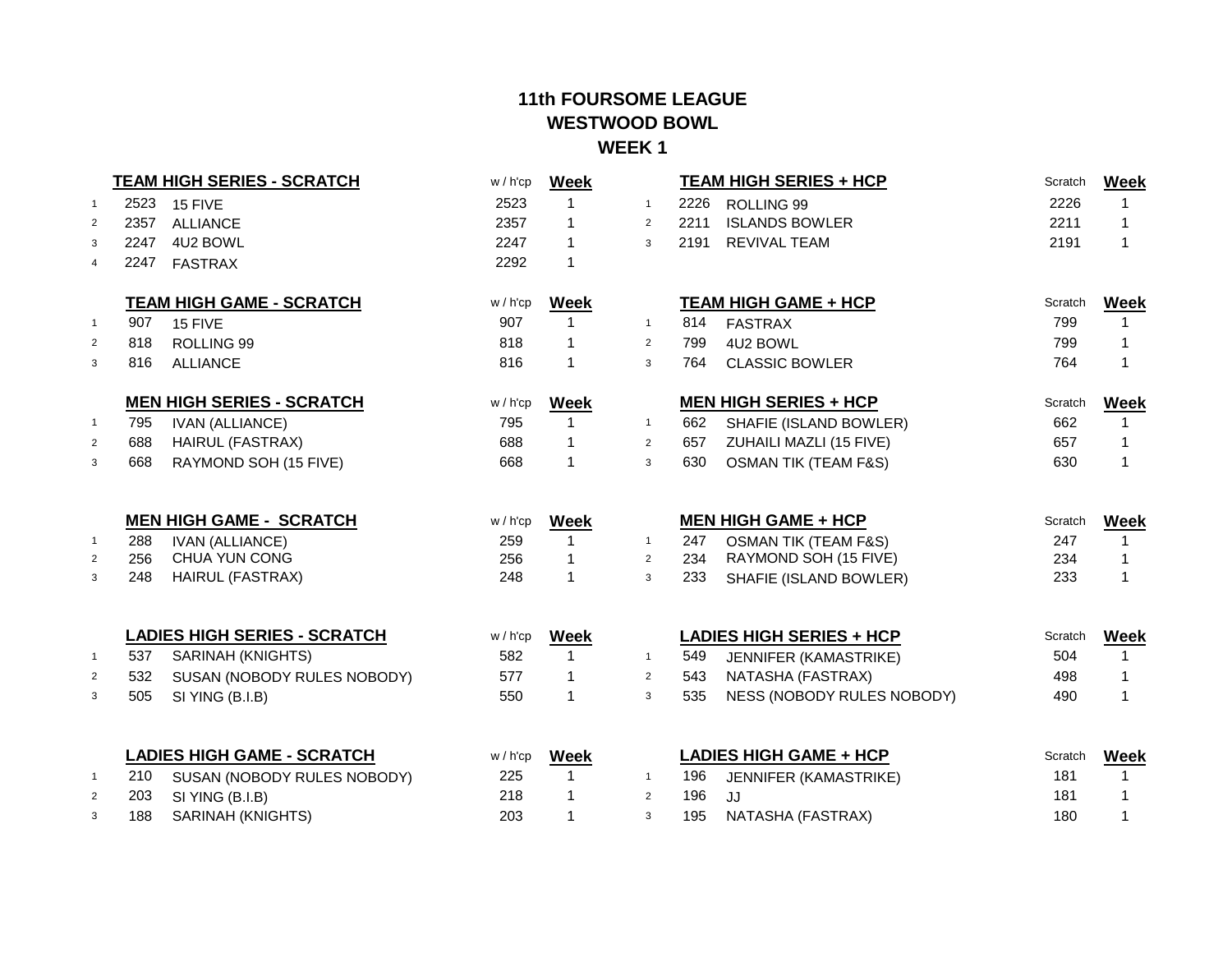## 11th FOURSOME LEAGUE
## WESTWOOD BOWL
### WEEK 1

| | TEAM HIGH SERIES - SCRATCH | | w / h'cp | Week |
|---|---|---|---|---|
| 1 | 2523 | 15 FIVE | 2523 | 1 |
| 2 | 2357 | ALLIANCE | 2357 | 1 |
| 3 | 2247 | 4U2 BOWL | 2247 | 1 |
| 4 | 2247 | FASTRAX | 2292 | 1 |

| | TEAM HIGH SERIES + HCP | | Scratch | Week |
|---|---|---|---|---|
| 1 | 2226 | ROLLING 99 | 2226 | 1 |
| 2 | 2211 | ISLANDS BOWLER | 2211 | 1 |
| 3 | 2191 | REVIVAL TEAM | 2191 | 1 |

| | TEAM HIGH GAME - SCRATCH | | w / h'cp | Week |
|---|---|---|---|---|
| 1 | 907 | 15 FIVE | 907 | 1 |
| 2 | 818 | ROLLING 99 | 818 | 1 |
| 3 | 816 | ALLIANCE | 816 | 1 |

| | TEAM HIGH GAME + HCP | | Scratch | Week |
|---|---|---|---|---|
| 1 | 814 | FASTRAX | 799 | 1 |
| 2 | 799 | 4U2 BOWL | 799 | 1 |
| 3 | 764 | CLASSIC BOWLER | 764 | 1 |

| | MEN HIGH SERIES - SCRATCH | | w / h'cp | Week |
|---|---|---|---|---|
| 1 | 795 | IVAN (ALLIANCE) | 795 | 1 |
| 2 | 688 | HAIRUL (FASTRAX) | 688 | 1 |
| 3 | 668 | RAYMOND SOH (15 FIVE) | 668 | 1 |

| | MEN HIGH SERIES + HCP | | Scratch | Week |
|---|---|---|---|---|
| 1 | 662 | SHAFIE (ISLAND BOWLER) | 662 | 1 |
| 2 | 657 | ZUHAILI MAZLI (15 FIVE) | 657 | 1 |
| 3 | 630 | OSMAN TIK (TEAM F&S) | 630 | 1 |

| | MEN HIGH GAME - SCRATCH | | w / h'cp | Week |
|---|---|---|---|---|
| 1 | 288 | IVAN (ALLIANCE) | 259 | 1 |
| 2 | 256 | CHUA YUN CONG | 256 | 1 |
| 3 | 248 | HAIRUL (FASTRAX) | 248 | 1 |

| | MEN HIGH GAME + HCP | | Scratch | Week |
|---|---|---|---|---|
| 1 | 247 | OSMAN TIK (TEAM F&S) | 247 | 1 |
| 2 | 234 | RAYMOND SOH (15 FIVE) | 234 | 1 |
| 3 | 233 | SHAFIE (ISLAND BOWLER) | 233 | 1 |

| | LADIES HIGH SERIES - SCRATCH | | w / h'cp | Week |
|---|---|---|---|---|
| 1 | 537 | SARINAH (KNIGHTS) | 582 | 1 |
| 2 | 532 | SUSAN (NOBODY RULES NOBODY) | 577 | 1 |
| 3 | 505 | SI YING (B.I.B) | 550 | 1 |

| | LADIES HIGH SERIES + HCP | | Scratch | Week |
|---|---|---|---|---|
| 1 | 549 | JENNIFER (KAMASTRIKE) | 504 | 1 |
| 2 | 543 | NATASHA (FASTRAX) | 498 | 1 |
| 3 | 535 | NESS (NOBODY RULES NOBODY) | 490 | 1 |

| | LADIES HIGH GAME - SCRATCH | | w / h'cp | Week |
|---|---|---|---|---|
| 1 | 210 | SUSAN (NOBODY RULES NOBODY) | 225 | 1 |
| 2 | 203 | SI YING (B.I.B) | 218 | 1 |
| 3 | 188 | SARINAH (KNIGHTS) | 203 | 1 |

| | LADIES HIGH GAME + HCP | | Scratch | Week |
|---|---|---|---|---|
| 1 | 196 | JENNIFER (KAMASTRIKE) | 181 | 1 |
| 2 | 196 | JJ | 181 | 1 |
| 3 | 195 | NATASHA (FASTRAX) | 180 | 1 |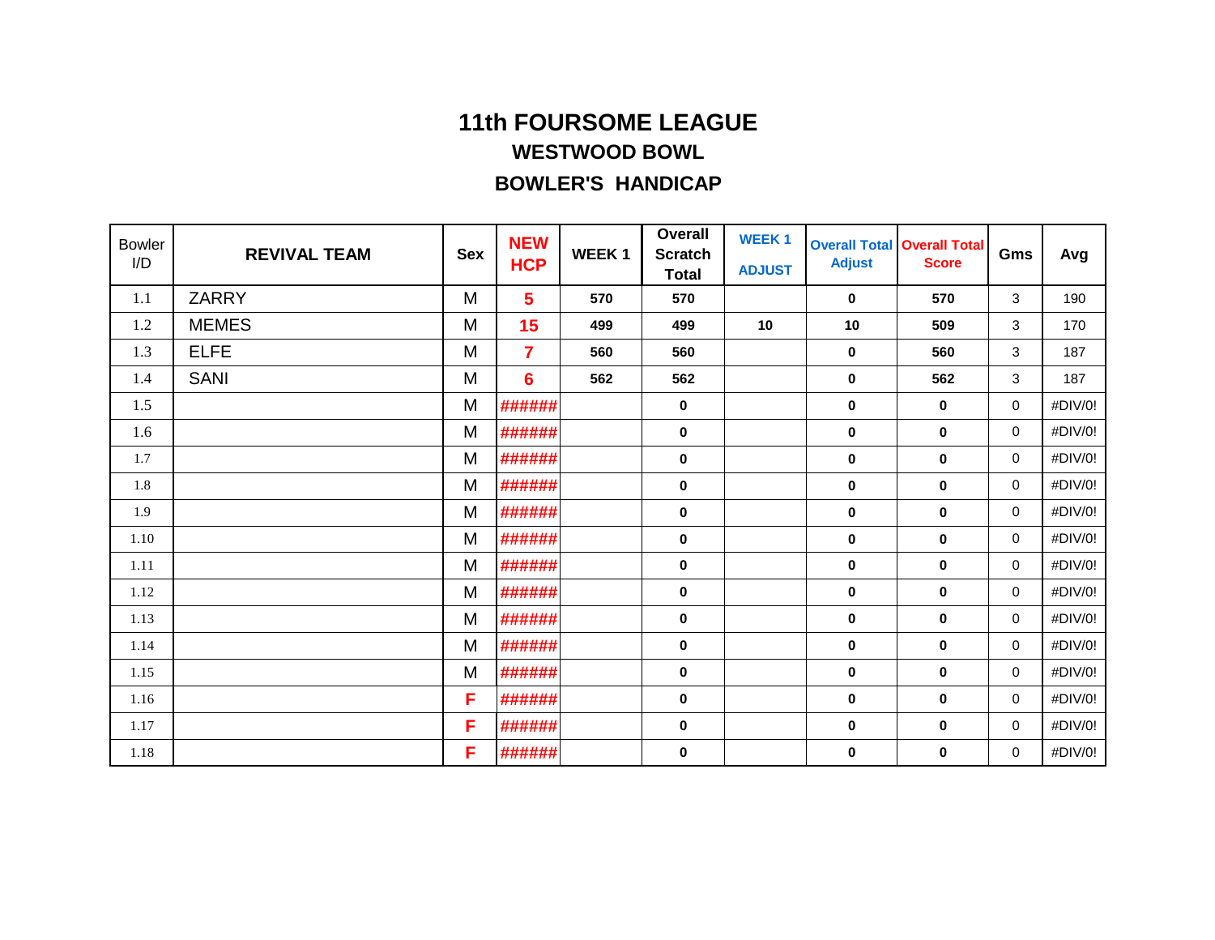# 11th FOURSOME LEAGUE

## WESTWOOD BOWL

## BOWLER'S HANDICAP

| Bowler I/D | REVIVAL TEAM | Sex | NEW HCP | WEEK 1 | Overall Scratch Total | WEEK 1 ADJUST | Overall Total Adjust | Overall Total Score | Gms | Avg |
|---|---|---|---|---|---|---|---|---|---|---|
| 1.1 | ZARRY | M | 5 | 570 | 570 | | 0 | 570 | 3 | 190 |
| 1.2 | MEMES | M | 15 | 499 | 499 | 10 | 10 | 509 | 3 | 170 |
| 1.3 | ELFE | M | 7 | 560 | 560 | | 0 | 560 | 3 | 187 |
| 1.4 | SANI | M | 6 | 562 | 562 | | 0 | 562 | 3 | 187 |
| 1.5 | | M | ###### | | 0 | | 0 | 0 | 0 | #DIV/0! |
| 1.6 | | M | ###### | | 0 | | 0 | 0 | 0 | #DIV/0! |
| 1.7 | | M | ###### | | 0 | | 0 | 0 | 0 | #DIV/0! |
| 1.8 | | M | ###### | | 0 | | 0 | 0 | 0 | #DIV/0! |
| 1.9 | | M | ###### | | 0 | | 0 | 0 | 0 | #DIV/0! |
| 1.10 | | M | ###### | | 0 | | 0 | 0 | 0 | #DIV/0! |
| 1.11 | | M | ###### | | 0 | | 0 | 0 | 0 | #DIV/0! |
| 1.12 | | M | ###### | | 0 | | 0 | 0 | 0 | #DIV/0! |
| 1.13 | | M | ###### | | 0 | | 0 | 0 | 0 | #DIV/0! |
| 1.14 | | M | ###### | | 0 | | 0 | 0 | 0 | #DIV/0! |
| 1.15 | | M | ###### | | 0 | | 0 | 0 | 0 | #DIV/0! |
| 1.16 | | F | ###### | | 0 | | 0 | 0 | 0 | #DIV/0! |
| 1.17 | | F | ###### | | 0 | | 0 | 0 | 0 | #DIV/0! |
| 1.18 | | F | ###### | | 0 | | 0 | 0 | 0 | #DIV/0! |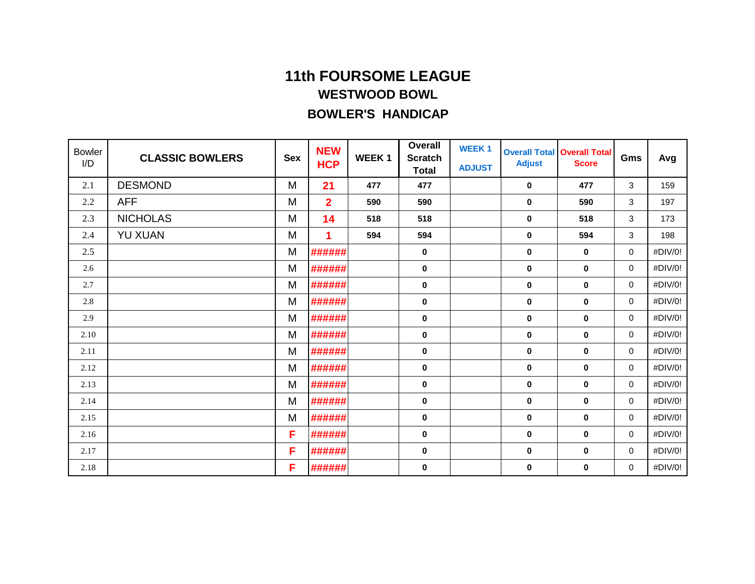# 11th FOURSOME LEAGUE

## WESTWOOD BOWL

## BOWLER'S HANDICAP

| Bowler I/D | CLASSIC BOWLERS | Sex | NEW HCP | WEEK 1 | Overall Scratch Total | WEEK 1 ADJUST | Overall Total Adjust | Overall Total Score | Gms | Avg |
|---|---|---|---|---|---|---|---|---|---|---|
| 2.1 | DESMOND | M | 21 | 477 | 477 | | 0 | 477 | 3 | 159 |
| 2.2 | AFF | M | 2 | 590 | 590 | | 0 | 590 | 3 | 197 |
| 2.3 | NICHOLAS | M | 14 | 518 | 518 | | 0 | 518 | 3 | 173 |
| 2.4 | YU XUAN | M | 1 | 594 | 594 | | 0 | 594 | 3 | 198 |
| 2.5 | | M | ###### | | 0 | | 0 | 0 | 0 | #DIV/0! |
| 2.6 | | M | ###### | | 0 | | 0 | 0 | 0 | #DIV/0! |
| 2.7 | | M | ###### | | 0 | | 0 | 0 | 0 | #DIV/0! |
| 2.8 | | M | ###### | | 0 | | 0 | 0 | 0 | #DIV/0! |
| 2.9 | | M | ###### | | 0 | | 0 | 0 | 0 | #DIV/0! |
| 2.10 | | M | ###### | | 0 | | 0 | 0 | 0 | #DIV/0! |
| 2.11 | | M | ###### | | 0 | | 0 | 0 | 0 | #DIV/0! |
| 2.12 | | M | ###### | | 0 | | 0 | 0 | 0 | #DIV/0! |
| 2.13 | | M | ###### | | 0 | | 0 | 0 | 0 | #DIV/0! |
| 2.14 | | M | ###### | | 0 | | 0 | 0 | 0 | #DIV/0! |
| 2.15 | | M | ###### | | 0 | | 0 | 0 | 0 | #DIV/0! |
| 2.16 | | F | ###### | | 0 | | 0 | 0 | 0 | #DIV/0! |
| 2.17 | | F | ###### | | 0 | | 0 | 0 | 0 | #DIV/0! |
| 2.18 | | F | ###### | | 0 | | 0 | 0 | 0 | #DIV/0! |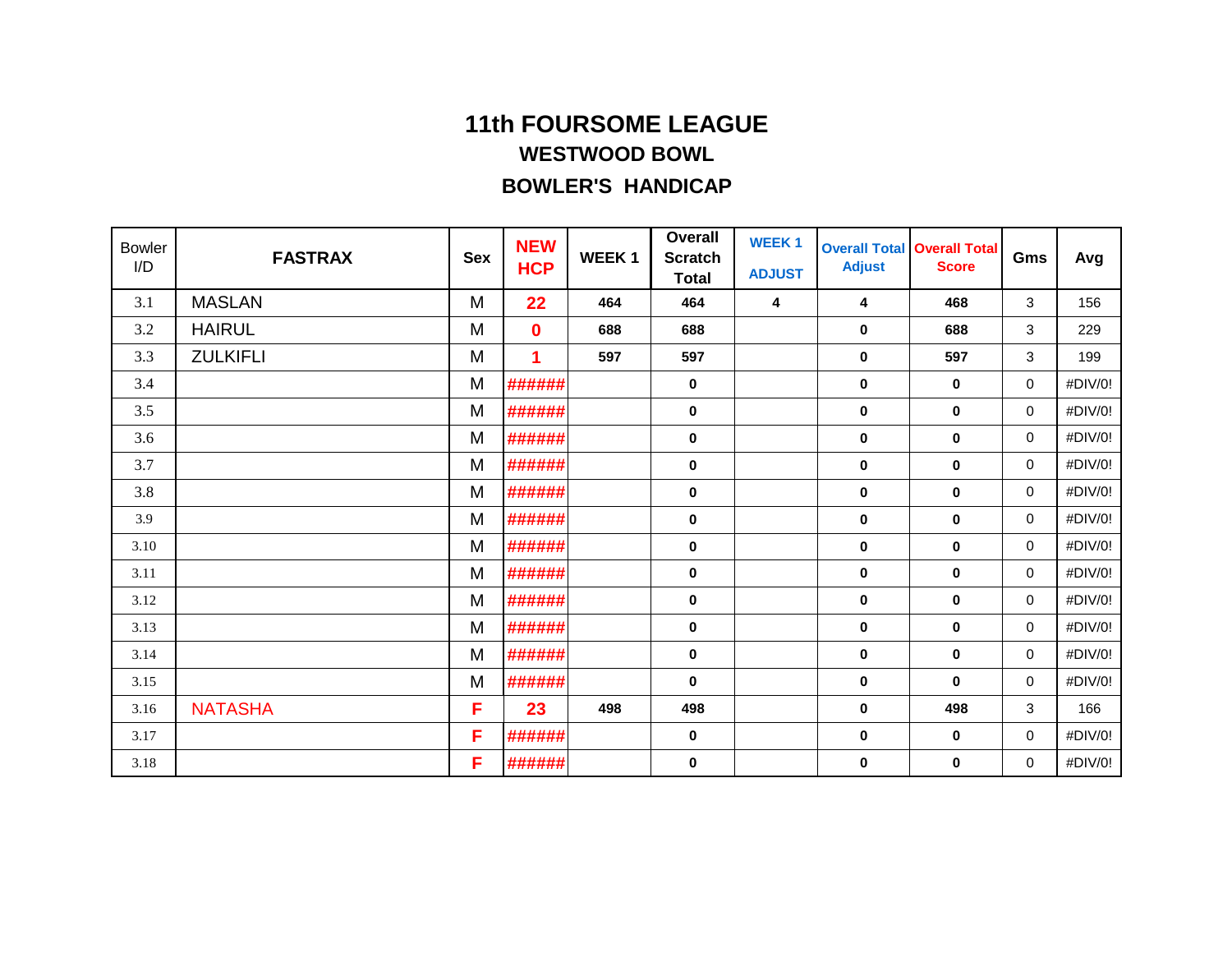# 11th FOURSOME LEAGUE

## WESTWOOD BOWL

## BOWLER'S HANDICAP

| Bowler I/D | FASTRAX | Sex | NEW HCP | WEEK 1 | Overall Scratch Total | WEEK 1 ADJUST | Overall Total Adjust | Overall Total Score | Gms | Avg |
|---|---|---|---|---|---|---|---|---|---|---|
| 3.1 | MASLAN | M | 22 | 464 | 464 | 4 | 4 | 468 | 3 | 156 |
| 3.2 | HAIRUL | M | 0 | 688 | 688 | | 0 | 688 | 3 | 229 |
| 3.3 | ZULKIFLI | M | 1 | 597 | 597 | | 0 | 597 | 3 | 199 |
| 3.4 | | M | ###### | | 0 | | 0 | 0 | 0 | #DIV/0! |
| 3.5 | | M | ###### | | 0 | | 0 | 0 | 0 | #DIV/0! |
| 3.6 | | M | ###### | | 0 | | 0 | 0 | 0 | #DIV/0! |
| 3.7 | | M | ###### | | 0 | | 0 | 0 | 0 | #DIV/0! |
| 3.8 | | M | ###### | | 0 | | 0 | 0 | 0 | #DIV/0! |
| 3.9 | | M | ###### | | 0 | | 0 | 0 | 0 | #DIV/0! |
| 3.10 | | M | ###### | | 0 | | 0 | 0 | 0 | #DIV/0! |
| 3.11 | | M | ###### | | 0 | | 0 | 0 | 0 | #DIV/0! |
| 3.12 | | M | ###### | | 0 | | 0 | 0 | 0 | #DIV/0! |
| 3.13 | | M | ###### | | 0 | | 0 | 0 | 0 | #DIV/0! |
| 3.14 | | M | ###### | | 0 | | 0 | 0 | 0 | #DIV/0! |
| 3.15 | | M | ###### | | 0 | | 0 | 0 | 0 | #DIV/0! |
| 3.16 | NATASHA | F | 23 | 498 | 498 | | 0 | 498 | 3 | 166 |
| 3.17 | | F | ###### | | 0 | | 0 | 0 | 0 | #DIV/0! |
| 3.18 | | F | ###### | | 0 | | 0 | 0 | 0 | #DIV/0! |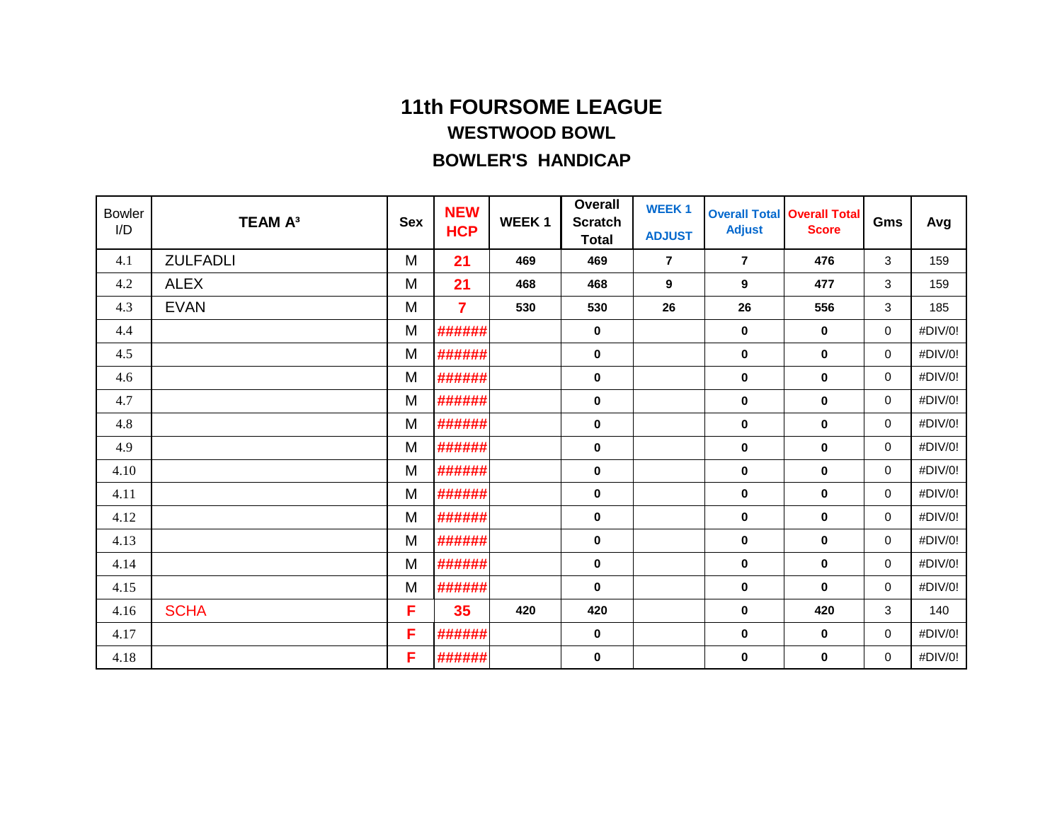# 11th FOURSOME LEAGUE

## WESTWOOD BOWL

## BOWLER'S HANDICAP

| Bowler I/D | TEAM A³ | Sex | NEW HCP | WEEK 1 | Overall Scratch Total | WEEK 1 ADJUST | Overall Total Adjust | Overall Total Score | Gms | Avg |
|---|---|---|---|---|---|---|---|---|---|---|
| 4.1 | ZULFADLI | M | 21 | 469 | 469 | 7 | 7 | 476 | 3 | 159 |
| 4.2 | ALEX | M | 21 | 468 | 468 | 9 | 9 | 477 | 3 | 159 |
| 4.3 | EVAN | M | 7 | 530 | 530 | 26 | 26 | 556 | 3 | 185 |
| 4.4 | | M | ###### | | 0 | | 0 | 0 | 0 | #DIV/0! |
| 4.5 | | M | ###### | | 0 | | 0 | 0 | 0 | #DIV/0! |
| 4.6 | | M | ###### | | 0 | | 0 | 0 | 0 | #DIV/0! |
| 4.7 | | M | ###### | | 0 | | 0 | 0 | 0 | #DIV/0! |
| 4.8 | | M | ###### | | 0 | | 0 | 0 | 0 | #DIV/0! |
| 4.9 | | M | ###### | | 0 | | 0 | 0 | 0 | #DIV/0! |
| 4.10 | | M | ###### | | 0 | | 0 | 0 | 0 | #DIV/0! |
| 4.11 | | M | ###### | | 0 | | 0 | 0 | 0 | #DIV/0! |
| 4.12 | | M | ###### | | 0 | | 0 | 0 | 0 | #DIV/0! |
| 4.13 | | M | ###### | | 0 | | 0 | 0 | 0 | #DIV/0! |
| 4.14 | | M | ###### | | 0 | | 0 | 0 | 0 | #DIV/0! |
| 4.15 | | M | ###### | | 0 | | 0 | 0 | 0 | #DIV/0! |
| 4.16 | SCHA | F | 35 | 420 | 420 | | 0 | 420 | 3 | 140 |
| 4.17 | | F | ###### | | 0 | | 0 | 0 | 0 | #DIV/0! |
| 4.18 | | F | ###### | | 0 | | 0 | 0 | 0 | #DIV/0! |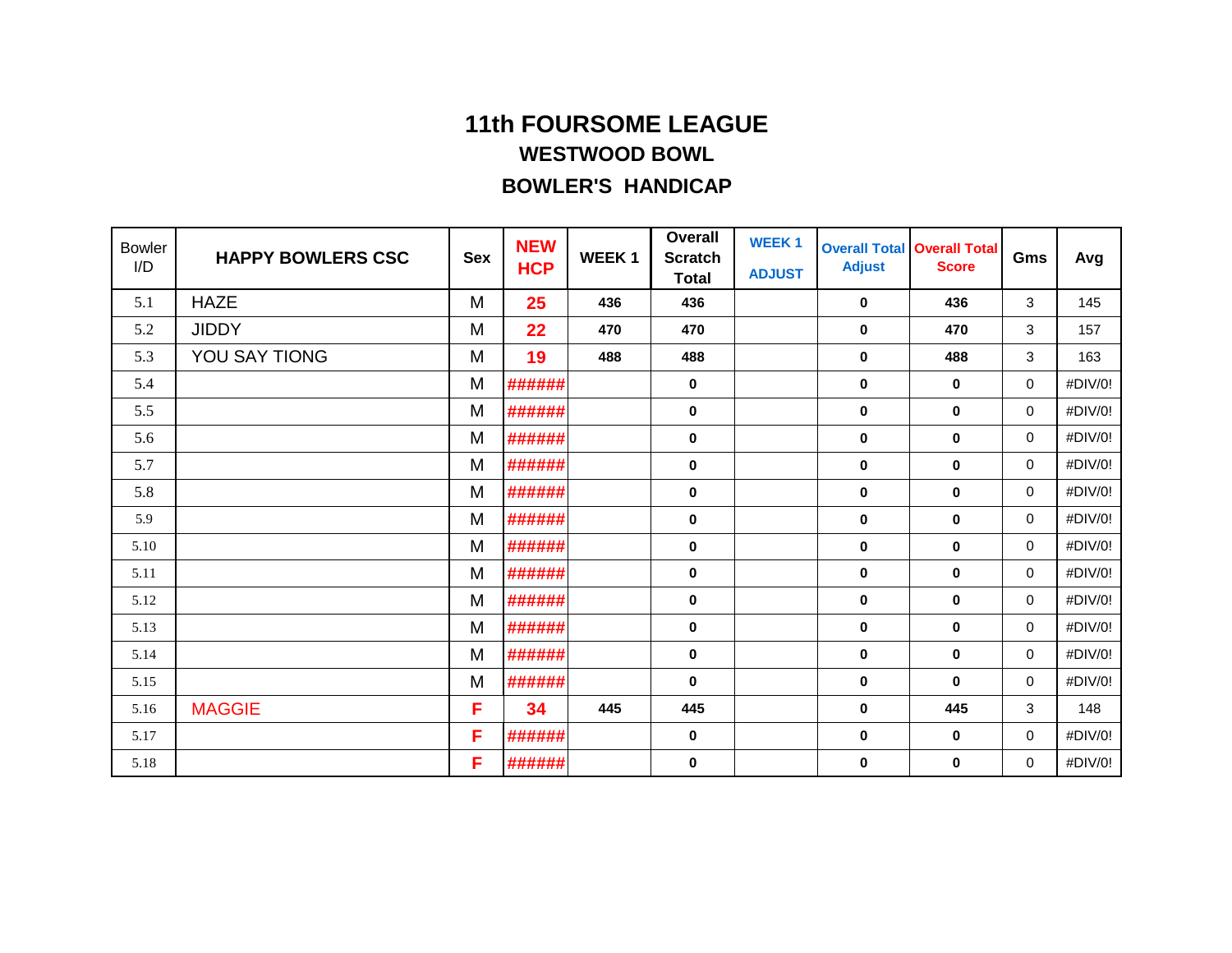# 11th FOURSOME LEAGUE

## WESTWOOD BOWL

## BOWLER'S HANDICAP

| Bowler I/D | HAPPY BOWLERS CSC | Sex | NEW HCP | WEEK 1 | Overall Scratch Total | WEEK 1 ADJUST | Overall Total Adjust | Overall Total Score | Gms | Avg |
|---|---|---|---|---|---|---|---|---|---|---|
| 5.1 | HAZE | M | 25 | 436 | 436 | | 0 | 436 | 3 | 145 |
| 5.2 | JIDDY | M | 22 | 470 | 470 | | 0 | 470 | 3 | 157 |
| 5.3 | YOU SAY TIONG | M | 19 | 488 | 488 | | 0 | 488 | 3 | 163 |
| 5.4 | | M | ###### | | 0 | | 0 | 0 | 0 | #DIV/0! |
| 5.5 | | M | ###### | | 0 | | 0 | 0 | 0 | #DIV/0! |
| 5.6 | | M | ###### | | 0 | | 0 | 0 | 0 | #DIV/0! |
| 5.7 | | M | ###### | | 0 | | 0 | 0 | 0 | #DIV/0! |
| 5.8 | | M | ###### | | 0 | | 0 | 0 | 0 | #DIV/0! |
| 5.9 | | M | ###### | | 0 | | 0 | 0 | 0 | #DIV/0! |
| 5.10 | | M | ###### | | 0 | | 0 | 0 | 0 | #DIV/0! |
| 5.11 | | M | ###### | | 0 | | 0 | 0 | 0 | #DIV/0! |
| 5.12 | | M | ###### | | 0 | | 0 | 0 | 0 | #DIV/0! |
| 5.13 | | M | ###### | | 0 | | 0 | 0 | 0 | #DIV/0! |
| 5.14 | | M | ###### | | 0 | | 0 | 0 | 0 | #DIV/0! |
| 5.15 | | M | ###### | | 0 | | 0 | 0 | 0 | #DIV/0! |
| 5.16 | MAGGIE | F | 34 | 445 | 445 | | 0 | 445 | 3 | 148 |
| 5.17 | | F | ###### | | 0 | | 0 | 0 | 0 | #DIV/0! |
| 5.18 | | F | ###### | | 0 | | 0 | 0 | 0 | #DIV/0! |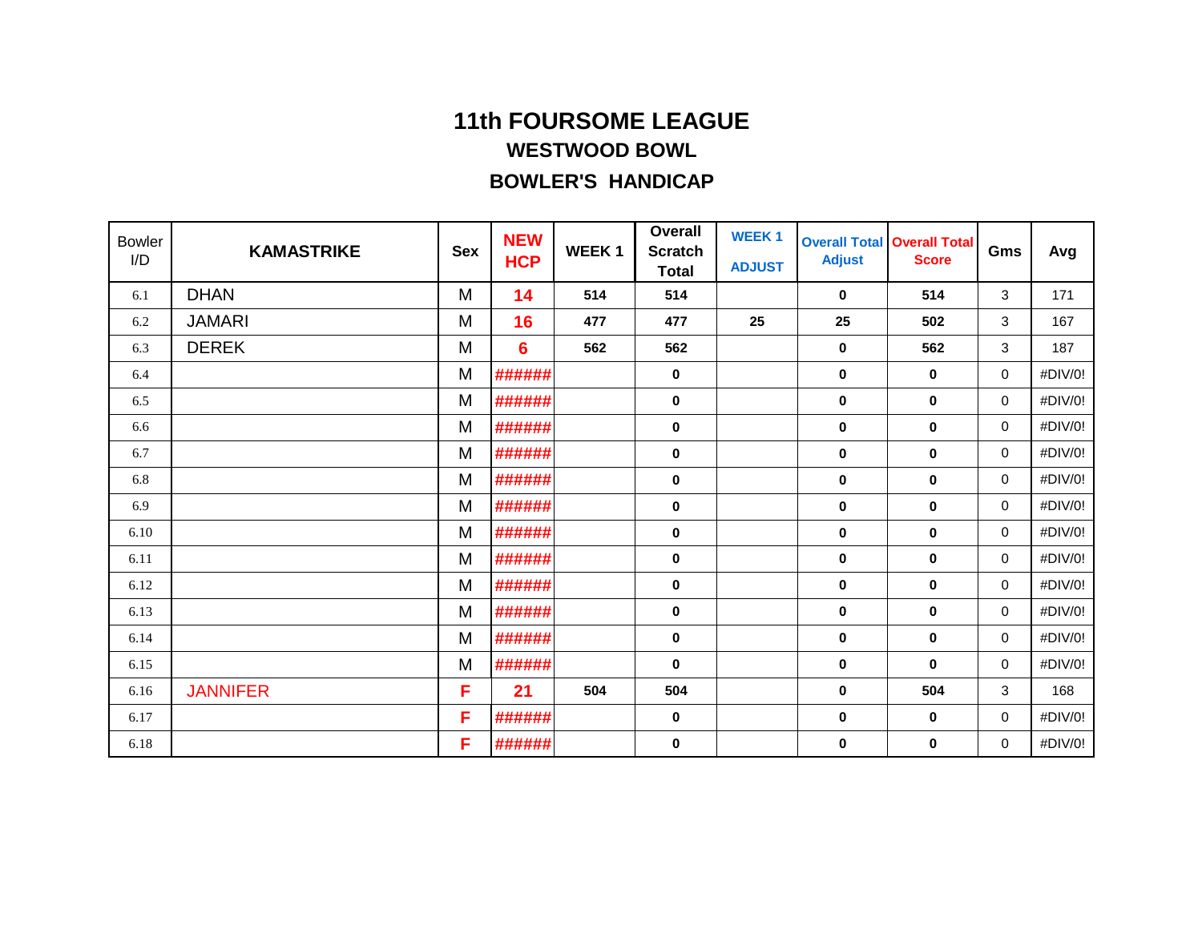# 11th FOURSOME LEAGUE

## WESTWOOD BOWL

## BOWLER'S HANDICAP

| Bowler I/D | KAMASTRIKE | Sex | NEW HCP | WEEK 1 | Overall Scratch Total | WEEK 1 ADJUST | Overall Total Adjust | Overall Total Score | Gms | Avg |
|---|---|---|---|---|---|---|---|---|---|---|
| 6.1 | DHAN | M | 14 | 514 | 514 | | 0 | 514 | 3 | 171 |
| 6.2 | JAMARI | M | 16 | 477 | 477 | 25 | 25 | 502 | 3 | 167 |
| 6.3 | DEREK | M | 6 | 562 | 562 | | 0 | 562 | 3 | 187 |
| 6.4 | | M | ###### | | 0 | | 0 | 0 | 0 | #DIV/0! |
| 6.5 | | M | ###### | | 0 | | 0 | 0 | 0 | #DIV/0! |
| 6.6 | | M | ###### | | 0 | | 0 | 0 | 0 | #DIV/0! |
| 6.7 | | M | ###### | | 0 | | 0 | 0 | 0 | #DIV/0! |
| 6.8 | | M | ###### | | 0 | | 0 | 0 | 0 | #DIV/0! |
| 6.9 | | M | ###### | | 0 | | 0 | 0 | 0 | #DIV/0! |
| 6.10 | | M | ###### | | 0 | | 0 | 0 | 0 | #DIV/0! |
| 6.11 | | M | ###### | | 0 | | 0 | 0 | 0 | #DIV/0! |
| 6.12 | | M | ###### | | 0 | | 0 | 0 | 0 | #DIV/0! |
| 6.13 | | M | ###### | | 0 | | 0 | 0 | 0 | #DIV/0! |
| 6.14 | | M | ###### | | 0 | | 0 | 0 | 0 | #DIV/0! |
| 6.15 | | M | ###### | | 0 | | 0 | 0 | 0 | #DIV/0! |
| 6.16 | JANNIFER | F | 21 | 504 | 504 | | 0 | 504 | 3 | 168 |
| 6.17 | | F | ###### | | 0 | | 0 | 0 | 0 | #DIV/0! |
| 6.18 | | F | ###### | | 0 | | 0 | 0 | 0 | #DIV/0! |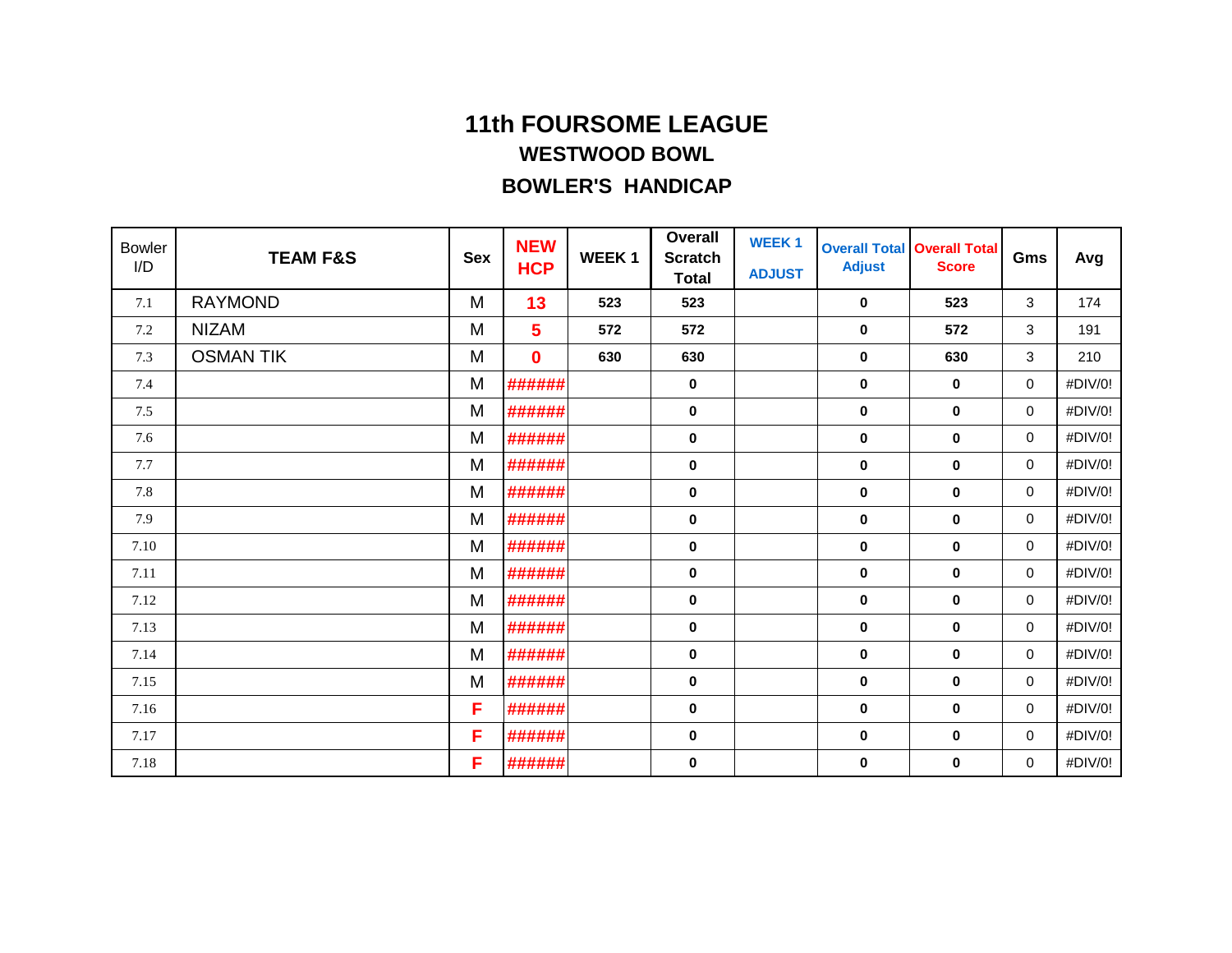# 11th FOURSOME LEAGUE

## WESTWOOD BOWL

## BOWLER'S HANDICAP

| Bowler I/D | TEAM F&S | Sex | NEW HCP | WEEK 1 | Overall Scratch Total | WEEK 1 ADJUST | Overall Total Adjust | Overall Total Score | Gms | Avg |
|---|---|---|---|---|---|---|---|---|---|---|
| 7.1 | RAYMOND | M | 13 | 523 | 523 | | 0 | 523 | 3 | 174 |
| 7.2 | NIZAM | M | 5 | 572 | 572 | | 0 | 572 | 3 | 191 |
| 7.3 | OSMAN TIK | M | 0 | 630 | 630 | | 0 | 630 | 3 | 210 |
| 7.4 | | M | ###### | | 0 | | 0 | 0 | 0 | #DIV/0! |
| 7.5 | | M | ###### | | 0 | | 0 | 0 | 0 | #DIV/0! |
| 7.6 | | M | ###### | | 0 | | 0 | 0 | 0 | #DIV/0! |
| 7.7 | | M | ###### | | 0 | | 0 | 0 | 0 | #DIV/0! |
| 7.8 | | M | ###### | | 0 | | 0 | 0 | 0 | #DIV/0! |
| 7.9 | | M | ###### | | 0 | | 0 | 0 | 0 | #DIV/0! |
| 7.10 | | M | ###### | | 0 | | 0 | 0 | 0 | #DIV/0! |
| 7.11 | | M | ###### | | 0 | | 0 | 0 | 0 | #DIV/0! |
| 7.12 | | M | ###### | | 0 | | 0 | 0 | 0 | #DIV/0! |
| 7.13 | | M | ###### | | 0 | | 0 | 0 | 0 | #DIV/0! |
| 7.14 | | M | ###### | | 0 | | 0 | 0 | 0 | #DIV/0! |
| 7.15 | | M | ###### | | 0 | | 0 | 0 | 0 | #DIV/0! |
| 7.16 | | F | ###### | | 0 | | 0 | 0 | 0 | #DIV/0! |
| 7.17 | | F | ###### | | 0 | | 0 | 0 | 0 | #DIV/0! |
| 7.18 | | F | ###### | | 0 | | 0 | 0 | 0 | #DIV/0! |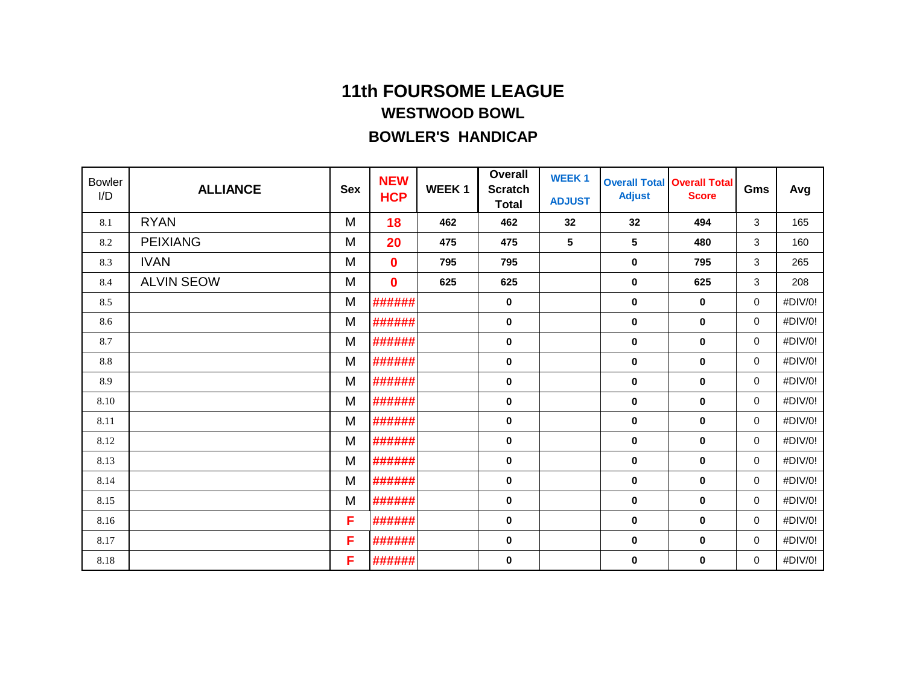# 11th FOURSOME LEAGUE

## WESTWOOD BOWL

## BOWLER'S HANDICAP

| Bowler I/D | ALLIANCE | Sex | NEW HCP | WEEK 1 | Overall Scratch Total | WEEK 1 ADJUST | Overall Total Adjust | Overall Total Score | Gms | Avg |
|---|---|---|---|---|---|---|---|---|---|---|
| 8.1 | RYAN | M | 18 | 462 | 462 | 32 | 32 | 494 | 3 | 165 |
| 8.2 | PEIXIANG | M | 20 | 475 | 475 | 5 | 5 | 480 | 3 | 160 |
| 8.3 | IVAN | M | 0 | 795 | 795 | | 0 | 795 | 3 | 265 |
| 8.4 | ALVIN SEOW | M | 0 | 625 | 625 | | 0 | 625 | 3 | 208 |
| 8.5 | | M | ###### | | 0 | | 0 | 0 | 0 | #DIV/0! |
| 8.6 | | M | ###### | | 0 | | 0 | 0 | 0 | #DIV/0! |
| 8.7 | | M | ###### | | 0 | | 0 | 0 | 0 | #DIV/0! |
| 8.8 | | M | ###### | | 0 | | 0 | 0 | 0 | #DIV/0! |
| 8.9 | | M | ###### | | 0 | | 0 | 0 | 0 | #DIV/0! |
| 8.10 | | M | ###### | | 0 | | 0 | 0 | 0 | #DIV/0! |
| 8.11 | | M | ###### | | 0 | | 0 | 0 | 0 | #DIV/0! |
| 8.12 | | M | ###### | | 0 | | 0 | 0 | 0 | #DIV/0! |
| 8.13 | | M | ###### | | 0 | | 0 | 0 | 0 | #DIV/0! |
| 8.14 | | M | ###### | | 0 | | 0 | 0 | 0 | #DIV/0! |
| 8.15 | | M | ###### | | 0 | | 0 | 0 | 0 | #DIV/0! |
| 8.16 | | F | ###### | | 0 | | 0 | 0 | 0 | #DIV/0! |
| 8.17 | | F | ###### | | 0 | | 0 | 0 | 0 | #DIV/0! |
| 8.18 | | F | ###### | | 0 | | 0 | 0 | 0 | #DIV/0! |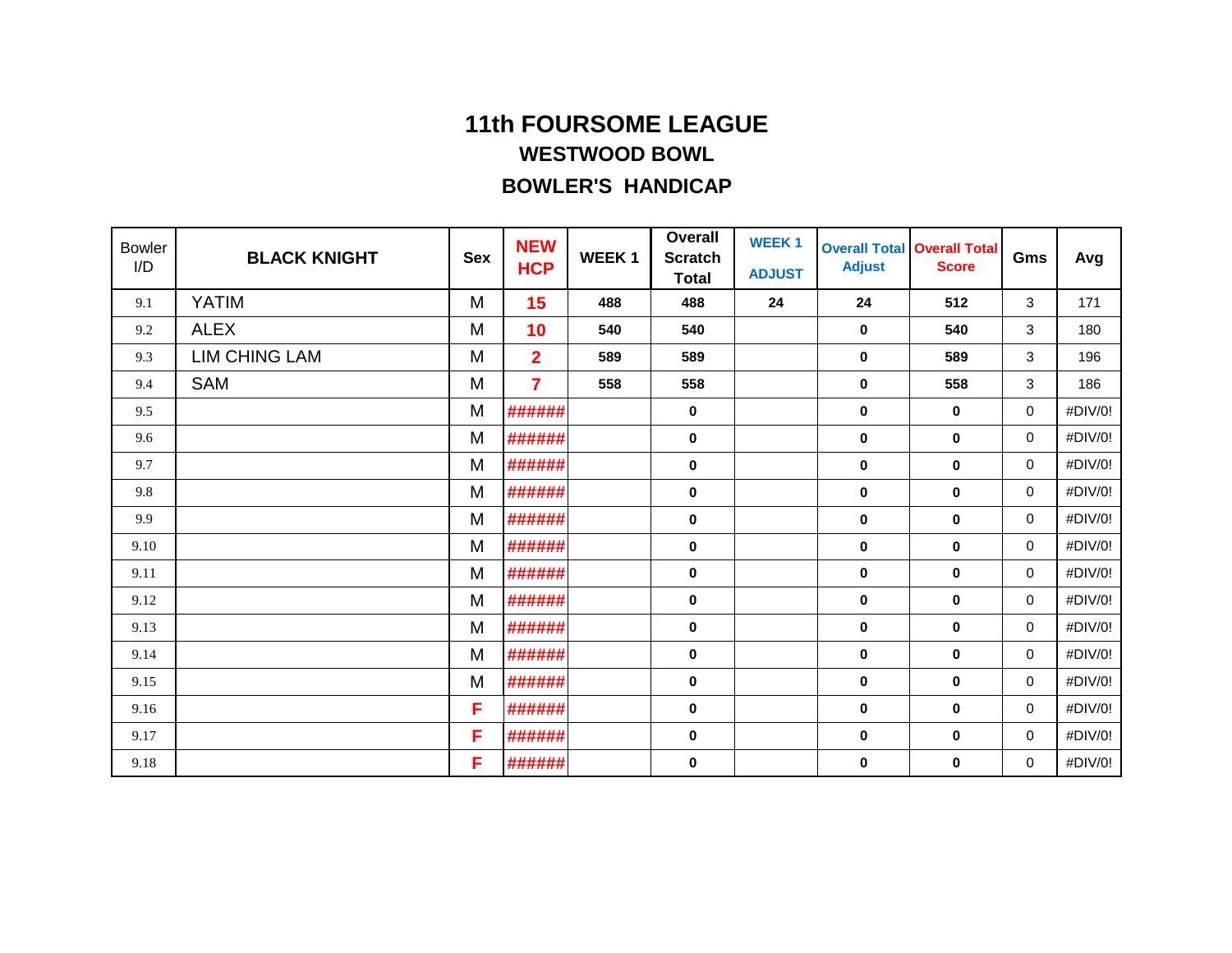# 11th FOURSOME LEAGUE

## WESTWOOD BOWL

## BOWLER'S HANDICAP

| Bowler I/D | BLACK KNIGHT | Sex | NEW HCP | WEEK 1 | Overall Scratch Total | WEEK 1 ADJUST | Overall Total Adjust | Overall Total Score | Gms | Avg |
|---|---|---|---|---|---|---|---|---|---|---|
| 9.1 | YATIM | M | 15 | 488 | 488 | 24 | 24 | 512 | 3 | 171 |
| 9.2 | ALEX | M | 10 | 540 | 540 | | 0 | 540 | 3 | 180 |
| 9.3 | LIM CHING LAM | M | 2 | 589 | 589 | | 0 | 589 | 3 | 196 |
| 9.4 | SAM | M | 7 | 558 | 558 | | 0 | 558 | 3 | 186 |
| 9.5 | | M | ###### | | 0 | | 0 | 0 | 0 | #DIV/0! |
| 9.6 | | M | ###### | | 0 | | 0 | 0 | 0 | #DIV/0! |
| 9.7 | | M | ###### | | 0 | | 0 | 0 | 0 | #DIV/0! |
| 9.8 | | M | ###### | | 0 | | 0 | 0 | 0 | #DIV/0! |
| 9.9 | | M | ###### | | 0 | | 0 | 0 | 0 | #DIV/0! |
| 9.10 | | M | ###### | | 0 | | 0 | 0 | 0 | #DIV/0! |
| 9.11 | | M | ###### | | 0 | | 0 | 0 | 0 | #DIV/0! |
| 9.12 | | M | ###### | | 0 | | 0 | 0 | 0 | #DIV/0! |
| 9.13 | | M | ###### | | 0 | | 0 | 0 | 0 | #DIV/0! |
| 9.14 | | M | ###### | | 0 | | 0 | 0 | 0 | #DIV/0! |
| 9.15 | | M | ###### | | 0 | | 0 | 0 | 0 | #DIV/0! |
| 9.16 | | F | ###### | | 0 | | 0 | 0 | 0 | #DIV/0! |
| 9.17 | | F | ###### | | 0 | | 0 | 0 | 0 | #DIV/0! |
| 9.18 | | F | ###### | | 0 | | 0 | 0 | 0 | #DIV/0! |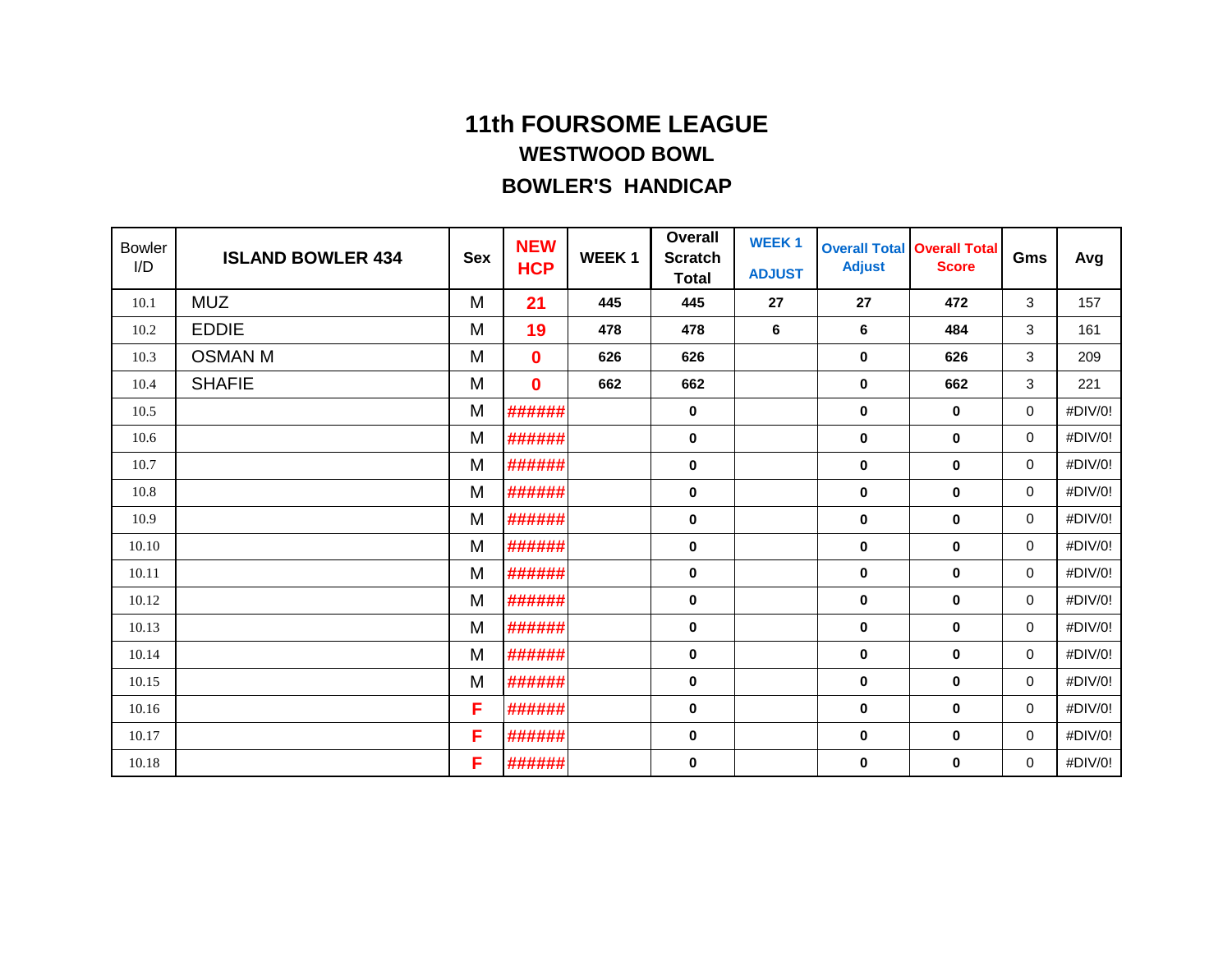# 11th FOURSOME LEAGUE

## WESTWOOD BOWL

## BOWLER'S HANDICAP

| Bowler I/D | ISLAND BOWLER 434 | Sex | NEW HCP | WEEK 1 | Overall Scratch Total | WEEK 1 ADJUST | Overall Total Adjust | Overall Total Score | Gms | Avg |
|---|---|---|---|---|---|---|---|---|---|---|
| 10.1 | MUZ | M | 21 | 445 | 445 | 27 | 27 | 472 | 3 | 157 |
| 10.2 | EDDIE | M | 19 | 478 | 478 | 6 | 6 | 484 | 3 | 161 |
| 10.3 | OSMAN M | M | 0 | 626 | 626 | | 0 | 626 | 3 | 209 |
| 10.4 | SHAFIE | M | 0 | 662 | 662 | | 0 | 662 | 3 | 221 |
| 10.5 | | M | ###### | | 0 | | 0 | 0 | 0 | #DIV/0! |
| 10.6 | | M | ###### | | 0 | | 0 | 0 | 0 | #DIV/0! |
| 10.7 | | M | ###### | | 0 | | 0 | 0 | 0 | #DIV/0! |
| 10.8 | | M | ###### | | 0 | | 0 | 0 | 0 | #DIV/0! |
| 10.9 | | M | ###### | | 0 | | 0 | 0 | 0 | #DIV/0! |
| 10.10 | | M | ###### | | 0 | | 0 | 0 | 0 | #DIV/0! |
| 10.11 | | M | ###### | | 0 | | 0 | 0 | 0 | #DIV/0! |
| 10.12 | | M | ###### | | 0 | | 0 | 0 | 0 | #DIV/0! |
| 10.13 | | M | ###### | | 0 | | 0 | 0 | 0 | #DIV/0! |
| 10.14 | | M | ###### | | 0 | | 0 | 0 | 0 | #DIV/0! |
| 10.15 | | M | ###### | | 0 | | 0 | 0 | 0 | #DIV/0! |
| 10.16 | | F | ###### | | 0 | | 0 | 0 | 0 | #DIV/0! |
| 10.17 | | F | ###### | | 0 | | 0 | 0 | 0 | #DIV/0! |
| 10.18 | | F | ###### | | 0 | | 0 | 0 | 0 | #DIV/0! |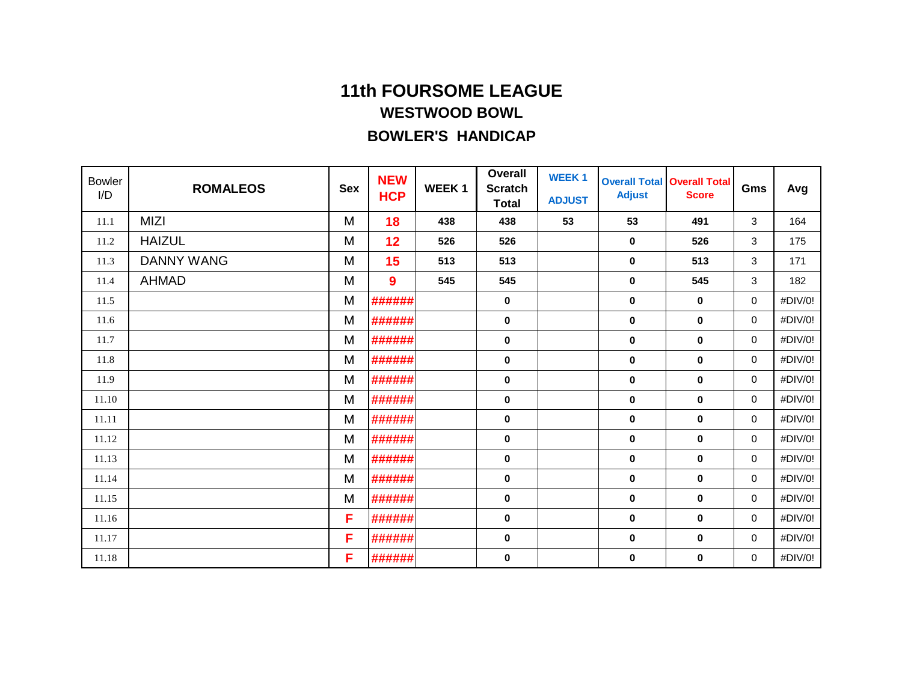# 11th FOURSOME LEAGUE

## WESTWOOD BOWL

## BOWLER'S HANDICAP

| Bowler I/D | ROMALEOS | Sex | NEW HCP | WEEK 1 | Overall Scratch Total | WEEK 1 ADJUST | Overall Total Adjust | Overall Total Score | Gms | Avg |
|---|---|---|---|---|---|---|---|---|---|---|
| 11.1 | MIZI | M | 18 | 438 | 438 | 53 | 53 | 491 | 3 | 164 |
| 11.2 | HAIZUL | M | 12 | 526 | 526 | | 0 | 526 | 3 | 175 |
| 11.3 | DANNY WANG | M | 15 | 513 | 513 | | 0 | 513 | 3 | 171 |
| 11.4 | AHMAD | M | 9 | 545 | 545 | | 0 | 545 | 3 | 182 |
| 11.5 | | M | ###### | | 0 | | 0 | 0 | 0 | #DIV/0! |
| 11.6 | | M | ###### | | 0 | | 0 | 0 | 0 | #DIV/0! |
| 11.7 | | M | ###### | | 0 | | 0 | 0 | 0 | #DIV/0! |
| 11.8 | | M | ###### | | 0 | | 0 | 0 | 0 | #DIV/0! |
| 11.9 | | M | ###### | | 0 | | 0 | 0 | 0 | #DIV/0! |
| 11.10 | | M | ###### | | 0 | | 0 | 0 | 0 | #DIV/0! |
| 11.11 | | M | ###### | | 0 | | 0 | 0 | 0 | #DIV/0! |
| 11.12 | | M | ###### | | 0 | | 0 | 0 | 0 | #DIV/0! |
| 11.13 | | M | ###### | | 0 | | 0 | 0 | 0 | #DIV/0! |
| 11.14 | | M | ###### | | 0 | | 0 | 0 | 0 | #DIV/0! |
| 11.15 | | M | ###### | | 0 | | 0 | 0 | 0 | #DIV/0! |
| 11.16 | | F | ###### | | 0 | | 0 | 0 | 0 | #DIV/0! |
| 11.17 | | F | ###### | | 0 | | 0 | 0 | 0 | #DIV/0! |
| 11.18 | | F | ###### | | 0 | | 0 | 0 | 0 | #DIV/0! |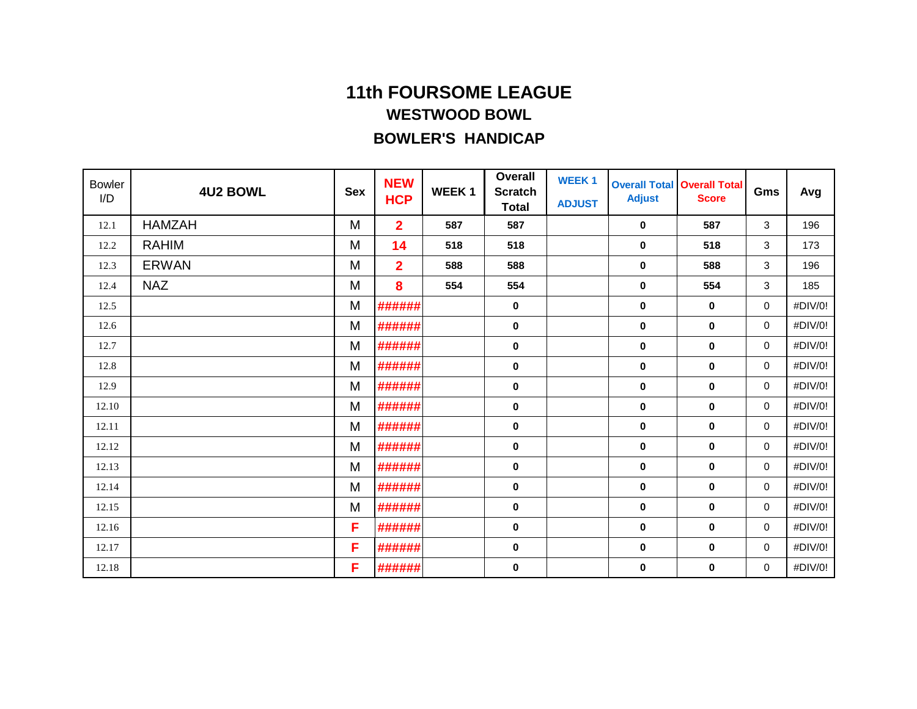# 11th FOURSOME LEAGUE

## WESTWOOD BOWL

## BOWLER'S HANDICAP

| Bowler I/D | 4U2 BOWL | Sex | NEW HCP | WEEK 1 | Overall Scratch Total | WEEK 1 ADJUST | Overall Total Adjust | Overall Total Score | Gms | Avg |
|---|---|---|---|---|---|---|---|---|---|---|
| 12.1 | HAMZAH | M | 2 | 587 | 587 | | 0 | 587 | 3 | 196 |
| 12.2 | RAHIM | M | 14 | 518 | 518 | | 0 | 518 | 3 | 173 |
| 12.3 | ERWAN | M | 2 | 588 | 588 | | 0 | 588 | 3 | 196 |
| 12.4 | NAZ | M | 8 | 554 | 554 | | 0 | 554 | 3 | 185 |
| 12.5 | | M | ###### | | 0 | | 0 | 0 | 0 | #DIV/0! |
| 12.6 | | M | ###### | | 0 | | 0 | 0 | 0 | #DIV/0! |
| 12.7 | | M | ###### | | 0 | | 0 | 0 | 0 | #DIV/0! |
| 12.8 | | M | ###### | | 0 | | 0 | 0 | 0 | #DIV/0! |
| 12.9 | | M | ###### | | 0 | | 0 | 0 | 0 | #DIV/0! |
| 12.10 | | M | ###### | | 0 | | 0 | 0 | 0 | #DIV/0! |
| 12.11 | | M | ###### | | 0 | | 0 | 0 | 0 | #DIV/0! |
| 12.12 | | M | ###### | | 0 | | 0 | 0 | 0 | #DIV/0! |
| 12.13 | | M | ###### | | 0 | | 0 | 0 | 0 | #DIV/0! |
| 12.14 | | M | ###### | | 0 | | 0 | 0 | 0 | #DIV/0! |
| 12.15 | | M | ###### | | 0 | | 0 | 0 | 0 | #DIV/0! |
| 12.16 | | F | ###### | | 0 | | 0 | 0 | 0 | #DIV/0! |
| 12.17 | | F | ###### | | 0 | | 0 | 0 | 0 | #DIV/0! |
| 12.18 | | F | ###### | | 0 | | 0 | 0 | 0 | #DIV/0! |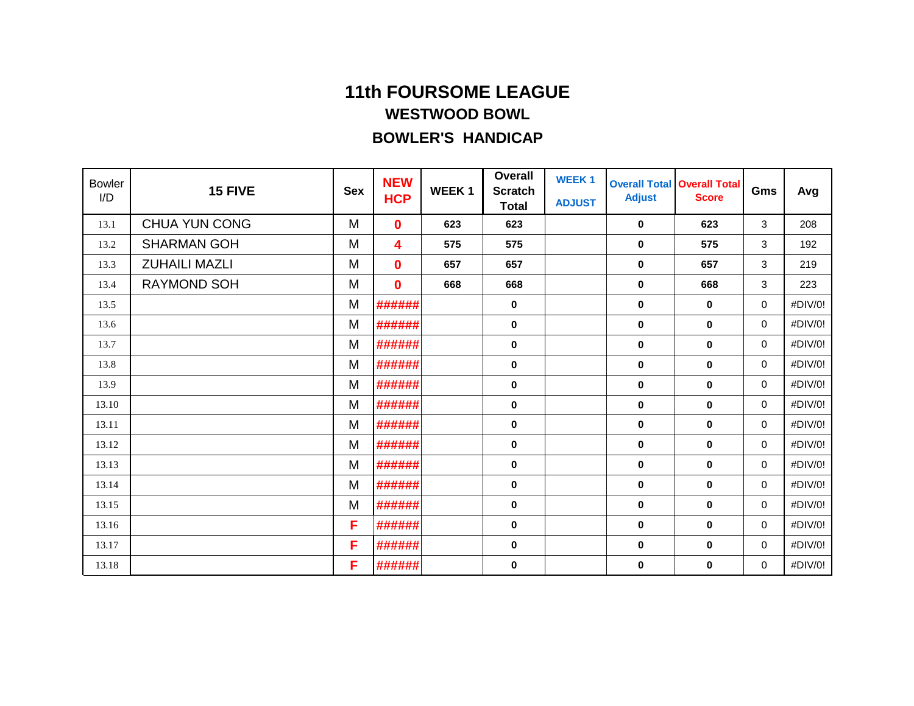# 11th FOURSOME LEAGUE

## WESTWOOD BOWL

## BOWLER'S HANDICAP

| Bowler I/D | 15 FIVE | Sex | NEW HCP | WEEK 1 | Overall Scratch Total | WEEK 1 ADJUST | Overall Total Adjust | Overall Total Score | Gms | Avg |
|---|---|---|---|---|---|---|---|---|---|---|
| 13.1 | CHUA YUN CONG | M | 0 | 623 | 623 | | 0 | 623 | 3 | 208 |
| 13.2 | SHARMAN GOH | M | 4 | 575 | 575 | | 0 | 575 | 3 | 192 |
| 13.3 | ZUHAILI MAZLI | M | 0 | 657 | 657 | | 0 | 657 | 3 | 219 |
| 13.4 | RAYMOND SOH | M | 0 | 668 | 668 | | 0 | 668 | 3 | 223 |
| 13.5 | | M | ###### | | 0 | | 0 | 0 | 0 | #DIV/0! |
| 13.6 | | M | ###### | | 0 | | 0 | 0 | 0 | #DIV/0! |
| 13.7 | | M | ###### | | 0 | | 0 | 0 | 0 | #DIV/0! |
| 13.8 | | M | ###### | | 0 | | 0 | 0 | 0 | #DIV/0! |
| 13.9 | | M | ###### | | 0 | | 0 | 0 | 0 | #DIV/0! |
| 13.10 | | M | ###### | | 0 | | 0 | 0 | 0 | #DIV/0! |
| 13.11 | | M | ###### | | 0 | | 0 | 0 | 0 | #DIV/0! |
| 13.12 | | M | ###### | | 0 | | 0 | 0 | 0 | #DIV/0! |
| 13.13 | | M | ###### | | 0 | | 0 | 0 | 0 | #DIV/0! |
| 13.14 | | M | ###### | | 0 | | 0 | 0 | 0 | #DIV/0! |
| 13.15 | | M | ###### | | 0 | | 0 | 0 | 0 | #DIV/0! |
| 13.16 | | F | ###### | | 0 | | 0 | 0 | 0 | #DIV/0! |
| 13.17 | | F | ###### | | 0 | | 0 | 0 | 0 | #DIV/0! |
| 13.18 | | F | ###### | | 0 | | 0 | 0 | 0 | #DIV/0! |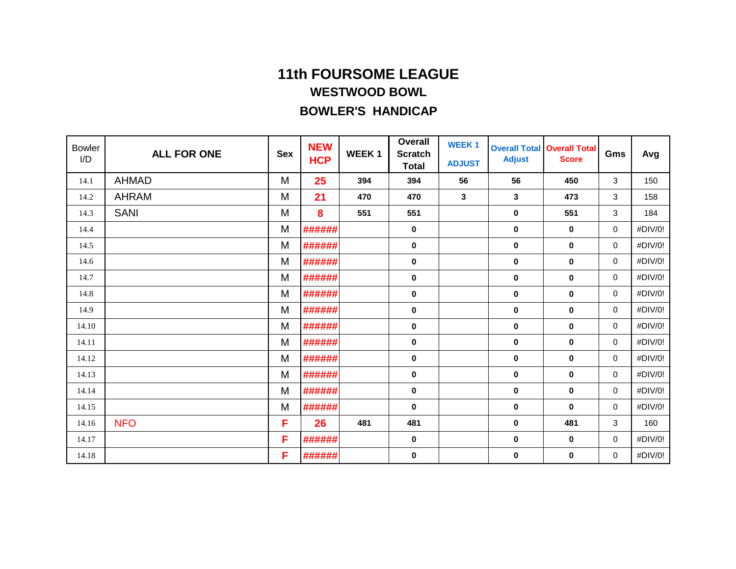# 11th FOURSOME LEAGUE

## WESTWOOD BOWL

## BOWLER'S HANDICAP

| Bowler I/D | ALL FOR ONE | Sex | NEW HCP | WEEK 1 | Overall Scratch Total | WEEK 1 ADJUST | Overall Total Adjust | Overall Total Score | Gms | Avg |
|---|---|---|---|---|---|---|---|---|---|---|
| 14.1 | AHMAD | M | 25 | 394 | 394 | 56 | 56 | 450 | 3 | 150 |
| 14.2 | AHRAM | M | 21 | 470 | 470 | 3 | 3 | 473 | 3 | 158 |
| 14.3 | SANI | M | 8 | 551 | 551 | | 0 | 551 | 3 | 184 |
| 14.4 | | M | ###### | | 0 | | 0 | 0 | 0 | #DIV/0! |
| 14.5 | | M | ###### | | 0 | | 0 | 0 | 0 | #DIV/0! |
| 14.6 | | M | ###### | | 0 | | 0 | 0 | 0 | #DIV/0! |
| 14.7 | | M | ###### | | 0 | | 0 | 0 | 0 | #DIV/0! |
| 14.8 | | M | ###### | | 0 | | 0 | 0 | 0 | #DIV/0! |
| 14.9 | | M | ###### | | 0 | | 0 | 0 | 0 | #DIV/0! |
| 14.10 | | M | ###### | | 0 | | 0 | 0 | 0 | #DIV/0! |
| 14.11 | | M | ###### | | 0 | | 0 | 0 | 0 | #DIV/0! |
| 14.12 | | M | ###### | | 0 | | 0 | 0 | 0 | #DIV/0! |
| 14.13 | | M | ###### | | 0 | | 0 | 0 | 0 | #DIV/0! |
| 14.14 | | M | ###### | | 0 | | 0 | 0 | 0 | #DIV/0! |
| 14.15 | | M | ###### | | 0 | | 0 | 0 | 0 | #DIV/0! |
| 14.16 | NFO | F | 26 | 481 | 481 | | 0 | 481 | 3 | 160 |
| 14.17 | | F | ###### | | 0 | | 0 | 0 | 0 | #DIV/0! |
| 14.18 | | F | ###### | | 0 | | 0 | 0 | 0 | #DIV/0! |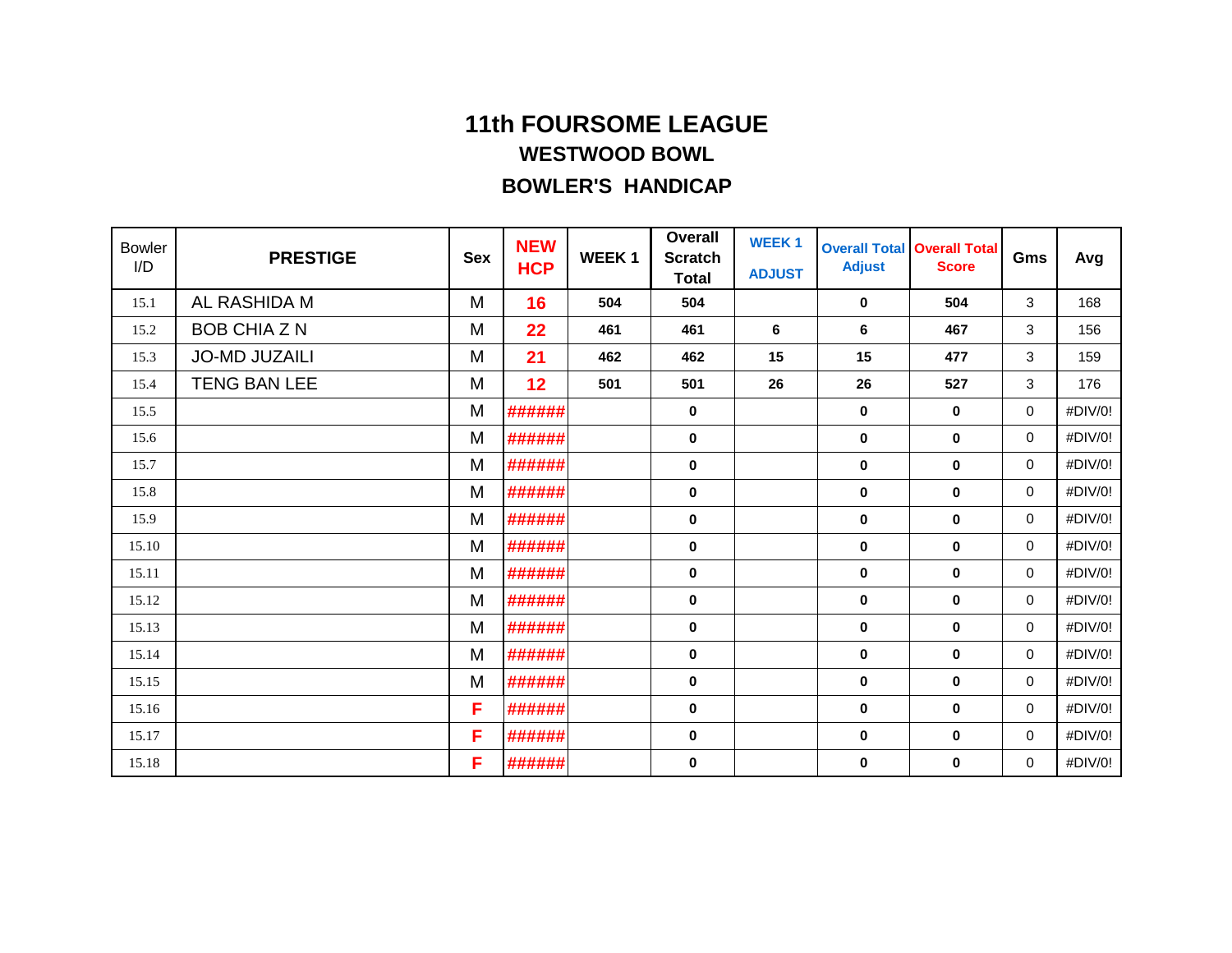# 11th FOURSOME LEAGUE

## WESTWOOD BOWL

## BOWLER'S HANDICAP

| Bowler I/D | PRESTIGE | Sex | NEW HCP | WEEK 1 | Overall Scratch Total | WEEK 1 ADJUST | Overall Total Adjust | Overall Total Score | Gms | Avg |
|---|---|---|---|---|---|---|---|---|---|---|
| 15.1 | AL RASHIDA M | M | 16 | 504 | 504 | | 0 | 504 | 3 | 168 |
| 15.2 | BOB CHIA Z N | M | 22 | 461 | 461 | 6 | 6 | 467 | 3 | 156 |
| 15.3 | JO-MD JUZAILI | M | 21 | 462 | 462 | 15 | 15 | 477 | 3 | 159 |
| 15.4 | TENG BAN LEE | M | 12 | 501 | 501 | 26 | 26 | 527 | 3 | 176 |
| 15.5 | | M | ###### | | 0 | | 0 | 0 | 0 | #DIV/0! |
| 15.6 | | M | ###### | | 0 | | 0 | 0 | 0 | #DIV/0! |
| 15.7 | | M | ###### | | 0 | | 0 | 0 | 0 | #DIV/0! |
| 15.8 | | M | ###### | | 0 | | 0 | 0 | 0 | #DIV/0! |
| 15.9 | | M | ###### | | 0 | | 0 | 0 | 0 | #DIV/0! |
| 15.10 | | M | ###### | | 0 | | 0 | 0 | 0 | #DIV/0! |
| 15.11 | | M | ###### | | 0 | | 0 | 0 | 0 | #DIV/0! |
| 15.12 | | M | ###### | | 0 | | 0 | 0 | 0 | #DIV/0! |
| 15.13 | | M | ###### | | 0 | | 0 | 0 | 0 | #DIV/0! |
| 15.14 | | M | ###### | | 0 | | 0 | 0 | 0 | #DIV/0! |
| 15.15 | | M | ###### | | 0 | | 0 | 0 | 0 | #DIV/0! |
| 15.16 | | F | ###### | | 0 | | 0 | 0 | 0 | #DIV/0! |
| 15.17 | | F | ###### | | 0 | | 0 | 0 | 0 | #DIV/0! |
| 15.18 | | F | ###### | | 0 | | 0 | 0 | 0 | #DIV/0! |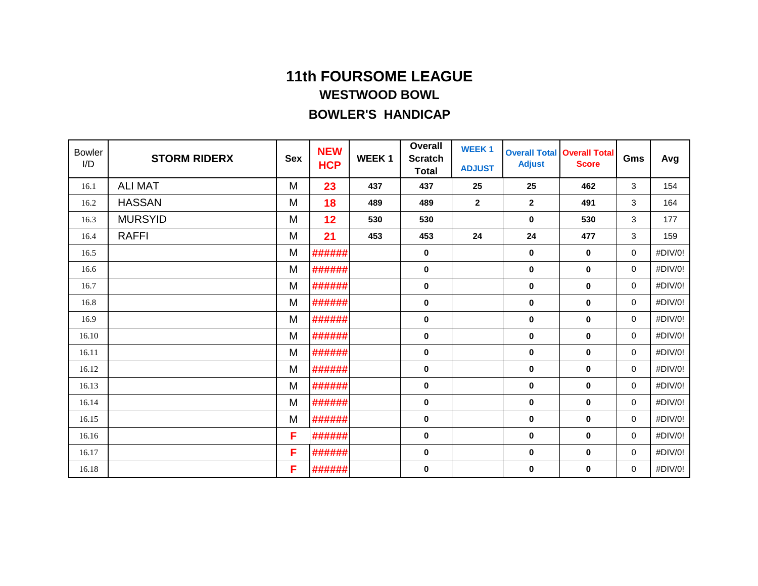# 11th FOURSOME LEAGUE

## WESTWOOD BOWL

## BOWLER'S HANDICAP

| Bowler I/D | STORM RIDERX | Sex | NEW HCP | WEEK 1 | Overall Scratch Total | WEEK 1 ADJUST | Overall Total Adjust | Overall Total Score | Gms | Avg |
|---|---|---|---|---|---|---|---|---|---|---|
| 16.1 | ALI MAT | M | 23 | 437 | 437 | 25 | 25 | 462 | 3 | 154 |
| 16.2 | HASSAN | M | 18 | 489 | 489 | 2 | 2 | 491 | 3 | 164 |
| 16.3 | MURSYID | M | 12 | 530 | 530 | | 0 | 530 | 3 | 177 |
| 16.4 | RAFFI | M | 21 | 453 | 453 | 24 | 24 | 477 | 3 | 159 |
| 16.5 | | M | ###### | | 0 | | 0 | 0 | 0 | #DIV/0! |
| 16.6 | | M | ###### | | 0 | | 0 | 0 | 0 | #DIV/0! |
| 16.7 | | M | ###### | | 0 | | 0 | 0 | 0 | #DIV/0! |
| 16.8 | | M | ###### | | 0 | | 0 | 0 | 0 | #DIV/0! |
| 16.9 | | M | ###### | | 0 | | 0 | 0 | 0 | #DIV/0! |
| 16.10 | | M | ###### | | 0 | | 0 | 0 | 0 | #DIV/0! |
| 16.11 | | M | ###### | | 0 | | 0 | 0 | 0 | #DIV/0! |
| 16.12 | | M | ###### | | 0 | | 0 | 0 | 0 | #DIV/0! |
| 16.13 | | M | ###### | | 0 | | 0 | 0 | 0 | #DIV/0! |
| 16.14 | | M | ###### | | 0 | | 0 | 0 | 0 | #DIV/0! |
| 16.15 | | M | ###### | | 0 | | 0 | 0 | 0 | #DIV/0! |
| 16.16 | | F | ###### | | 0 | | 0 | 0 | 0 | #DIV/0! |
| 16.17 | | F | ###### | | 0 | | 0 | 0 | 0 | #DIV/0! |
| 16.18 | | F | ###### | | 0 | | 0 | 0 | 0 | #DIV/0! |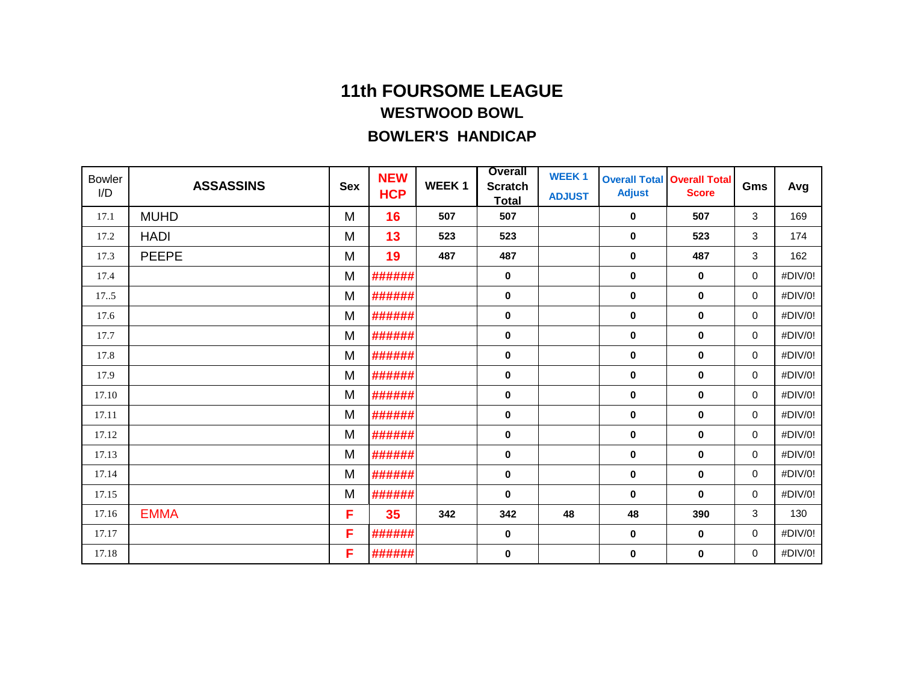# 11th FOURSOME LEAGUE

## WESTWOOD BOWL

## BOWLER'S HANDICAP

| Bowler I/D | ASSASSINS | Sex | NEW HCP | WEEK 1 | Overall Scratch Total | WEEK 1 ADJUST | Overall Total Adjust | Overall Total Score | Gms | Avg |
|---|---|---|---|---|---|---|---|---|---|---|
| 17.1 | MUHD | M | 16 | 507 | 507 | | 0 | 507 | 3 | 169 |
| 17.2 | HADI | M | 13 | 523 | 523 | | 0 | 523 | 3 | 174 |
| 17.3 | PEEPE | M | 19 | 487 | 487 | | 0 | 487 | 3 | 162 |
| 17.4 | | M | ###### | | 0 | | 0 | 0 | 0 | #DIV/0! |
| 17..5 | | M | ###### | | 0 | | 0 | 0 | 0 | #DIV/0! |
| 17.6 | | M | ###### | | 0 | | 0 | 0 | 0 | #DIV/0! |
| 17.7 | | M | ###### | | 0 | | 0 | 0 | 0 | #DIV/0! |
| 17.8 | | M | ###### | | 0 | | 0 | 0 | 0 | #DIV/0! |
| 17.9 | | M | ###### | | 0 | | 0 | 0 | 0 | #DIV/0! |
| 17.10 | | M | ###### | | 0 | | 0 | 0 | 0 | #DIV/0! |
| 17.11 | | M | ###### | | 0 | | 0 | 0 | 0 | #DIV/0! |
| 17.12 | | M | ###### | | 0 | | 0 | 0 | 0 | #DIV/0! |
| 17.13 | | M | ###### | | 0 | | 0 | 0 | 0 | #DIV/0! |
| 17.14 | | M | ###### | | 0 | | 0 | 0 | 0 | #DIV/0! |
| 17.15 | | M | ###### | | 0 | | 0 | 0 | 0 | #DIV/0! |
| 17.16 | EMMA | F | 35 | 342 | 342 | 48 | 48 | 390 | 3 | 130 |
| 17.17 | | F | ###### | | 0 | | 0 | 0 | 0 | #DIV/0! |
| 17.18 | | F | ###### | | 0 | | 0 | 0 | 0 | #DIV/0! |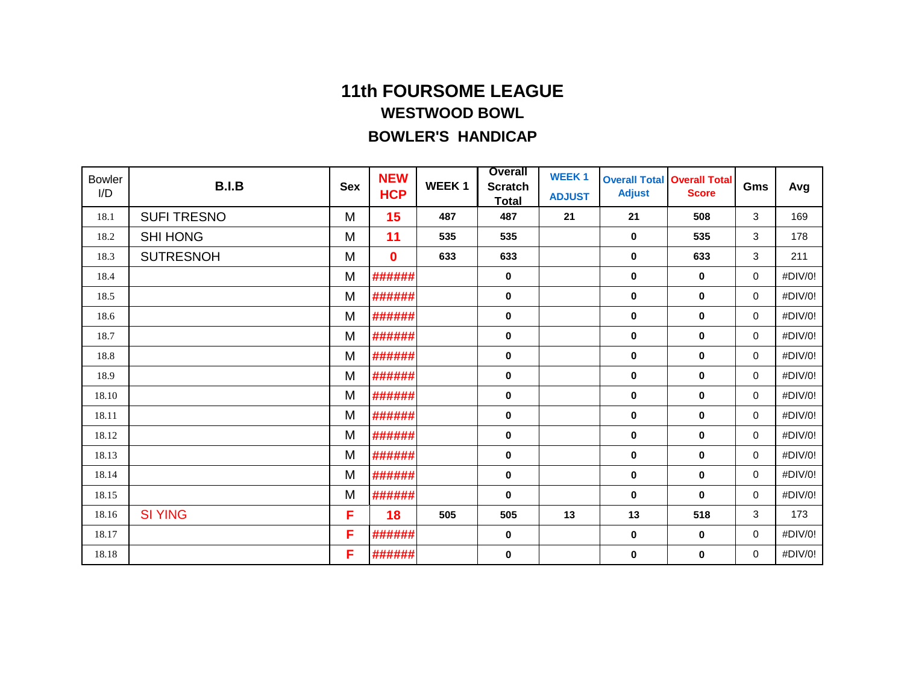# 11th FOURSOME LEAGUE

## WESTWOOD BOWL

## BOWLER'S HANDICAP

| Bowler I/D | B.I.B | Sex | NEW HCP | WEEK 1 | Overall Scratch Total | WEEK 1 ADJUST | Overall Total Adjust | Overall Total Score | Gms | Avg |
|---|---|---|---|---|---|---|---|---|---|---|
| 18.1 | SUFI TRESNO | M | 15 | 487 | 487 | 21 | 21 | 508 | 3 | 169 |
| 18.2 | SHI HONG | M | 11 | 535 | 535 | | 0 | 535 | 3 | 178 |
| 18.3 | SUTRESNOH | M | 0 | 633 | 633 | | 0 | 633 | 3 | 211 |
| 18.4 | | M | ###### | | 0 | | 0 | 0 | 0 | #DIV/0! |
| 18.5 | | M | ###### | | 0 | | 0 | 0 | 0 | #DIV/0! |
| 18.6 | | M | ###### | | 0 | | 0 | 0 | 0 | #DIV/0! |
| 18.7 | | M | ###### | | 0 | | 0 | 0 | 0 | #DIV/0! |
| 18.8 | | M | ###### | | 0 | | 0 | 0 | 0 | #DIV/0! |
| 18.9 | | M | ###### | | 0 | | 0 | 0 | 0 | #DIV/0! |
| 18.10 | | M | ###### | | 0 | | 0 | 0 | 0 | #DIV/0! |
| 18.11 | | M | ###### | | 0 | | 0 | 0 | 0 | #DIV/0! |
| 18.12 | | M | ###### | | 0 | | 0 | 0 | 0 | #DIV/0! |
| 18.13 | | M | ###### | | 0 | | 0 | 0 | 0 | #DIV/0! |
| 18.14 | | M | ###### | | 0 | | 0 | 0 | 0 | #DIV/0! |
| 18.15 | | M | ###### | | 0 | | 0 | 0 | 0 | #DIV/0! |
| 18.16 | SI YING | F | 18 | 505 | 505 | 13 | 13 | 518 | 3 | 173 |
| 18.17 | | F | ###### | | 0 | | 0 | 0 | 0 | #DIV/0! |
| 18.18 | | F | ###### | | 0 | | 0 | 0 | 0 | #DIV/0! |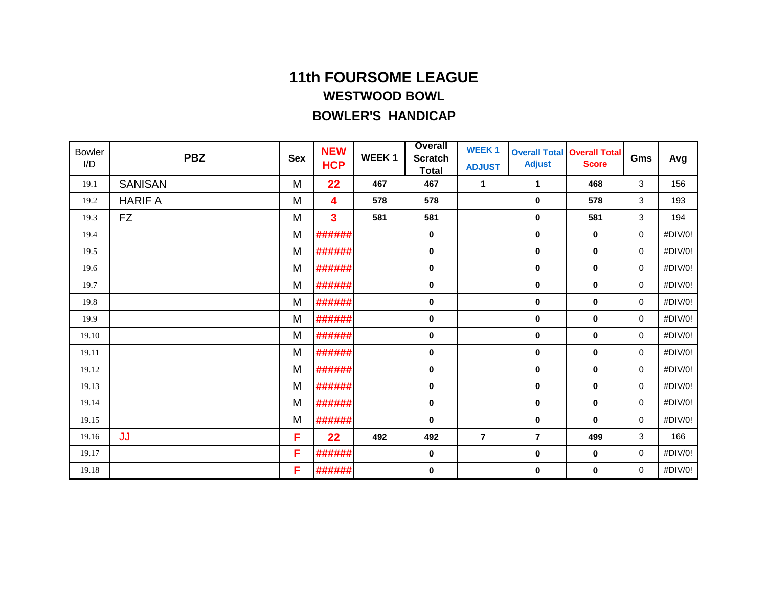# 11th FOURSOME LEAGUE

## WESTWOOD BOWL

## BOWLER'S HANDICAP

| Bowler I/D | PBZ | Sex | NEW HCP | WEEK 1 | Overall Scratch Total | WEEK 1 ADJUST | Overall Total Adjust | Overall Total Score | Gms | Avg |
|---|---|---|---|---|---|---|---|---|---|---|
| 19.1 | SANISAN | M | 22 | 467 | 467 | 1 | 1 | 468 | 3 | 156 |
| 19.2 | HARIF A | M | 4 | 578 | 578 | | 0 | 578 | 3 | 193 |
| 19.3 | FZ | M | 3 | 581 | 581 | | 0 | 581 | 3 | 194 |
| 19.4 | | M | ###### | | 0 | | 0 | 0 | 0 | #DIV/0! |
| 19.5 | | M | ###### | | 0 | | 0 | 0 | 0 | #DIV/0! |
| 19.6 | | M | ###### | | 0 | | 0 | 0 | 0 | #DIV/0! |
| 19.7 | | M | ###### | | 0 | | 0 | 0 | 0 | #DIV/0! |
| 19.8 | | M | ###### | | 0 | | 0 | 0 | 0 | #DIV/0! |
| 19.9 | | M | ###### | | 0 | | 0 | 0 | 0 | #DIV/0! |
| 19.10 | | M | ###### | | 0 | | 0 | 0 | 0 | #DIV/0! |
| 19.11 | | M | ###### | | 0 | | 0 | 0 | 0 | #DIV/0! |
| 19.12 | | M | ###### | | 0 | | 0 | 0 | 0 | #DIV/0! |
| 19.13 | | M | ###### | | 0 | | 0 | 0 | 0 | #DIV/0! |
| 19.14 | | M | ###### | | 0 | | 0 | 0 | 0 | #DIV/0! |
| 19.15 | | M | ###### | | 0 | | 0 | 0 | 0 | #DIV/0! |
| 19.16 | JJ | F | 22 | 492 | 492 | 7 | 7 | 499 | 3 | 166 |
| 19.17 | | F | ###### | | 0 | | 0 | 0 | 0 | #DIV/0! |
| 19.18 | | F | ###### | | 0 | | 0 | 0 | 0 | #DIV/0! |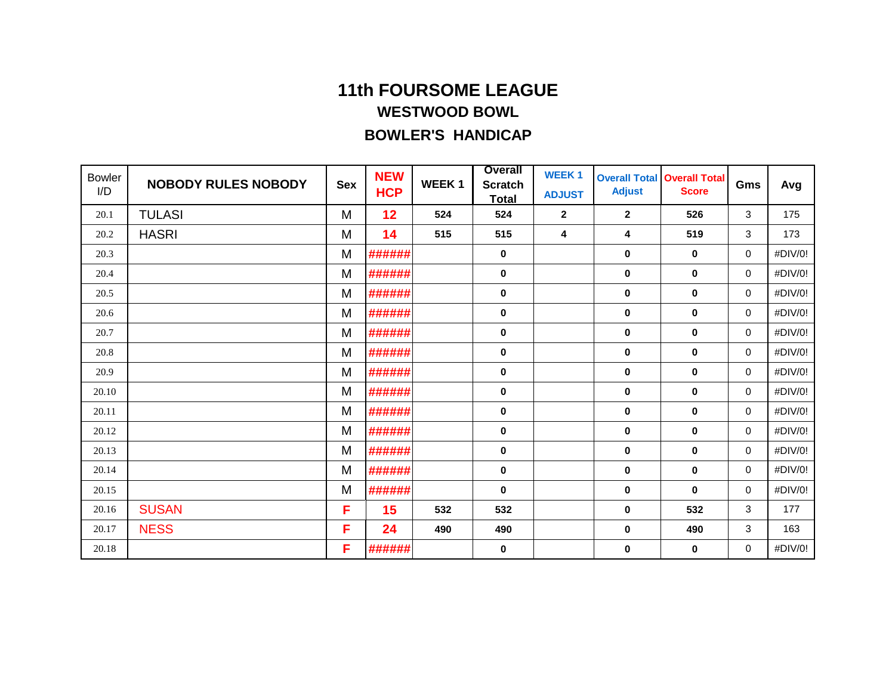# 11th FOURSOME LEAGUE

## WESTWOOD BOWL

## BOWLER'S HANDICAP

| Bowler I/D | NOBODY RULES NOBODY | Sex | NEW HCP | WEEK 1 | Overall Scratch Total | WEEK 1 ADJUST | Overall Total Adjust | Overall Total Score | Gms | Avg |
|---|---|---|---|---|---|---|---|---|---|---|
| 20.1 | TULASI | M | 12 | 524 | 524 | 2 | 2 | 526 | 3 | 175 |
| 20.2 | HASRI | M | 14 | 515 | 515 | 4 | 4 | 519 | 3 | 173 |
| 20.3 | | M | ###### | | 0 | | 0 | 0 | 0 | #DIV/0! |
| 20.4 | | M | ###### | | 0 | | 0 | 0 | 0 | #DIV/0! |
| 20.5 | | M | ###### | | 0 | | 0 | 0 | 0 | #DIV/0! |
| 20.6 | | M | ###### | | 0 | | 0 | 0 | 0 | #DIV/0! |
| 20.7 | | M | ###### | | 0 | | 0 | 0 | 0 | #DIV/0! |
| 20.8 | | M | ###### | | 0 | | 0 | 0 | 0 | #DIV/0! |
| 20.9 | | M | ###### | | 0 | | 0 | 0 | 0 | #DIV/0! |
| 20.10 | | M | ###### | | 0 | | 0 | 0 | 0 | #DIV/0! |
| 20.11 | | M | ###### | | 0 | | 0 | 0 | 0 | #DIV/0! |
| 20.12 | | M | ###### | | 0 | | 0 | 0 | 0 | #DIV/0! |
| 20.13 | | M | ###### | | 0 | | 0 | 0 | 0 | #DIV/0! |
| 20.14 | | M | ###### | | 0 | | 0 | 0 | 0 | #DIV/0! |
| 20.15 | | M | ###### | | 0 | | 0 | 0 | 0 | #DIV/0! |
| 20.16 | SUSAN | F | 15 | 532 | 532 | | 0 | 532 | 3 | 177 |
| 20.17 | NESS | F | 24 | 490 | 490 | | 0 | 490 | 3 | 163 |
| 20.18 | | F | ###### | | 0 | | 0 | 0 | 0 | #DIV/0! |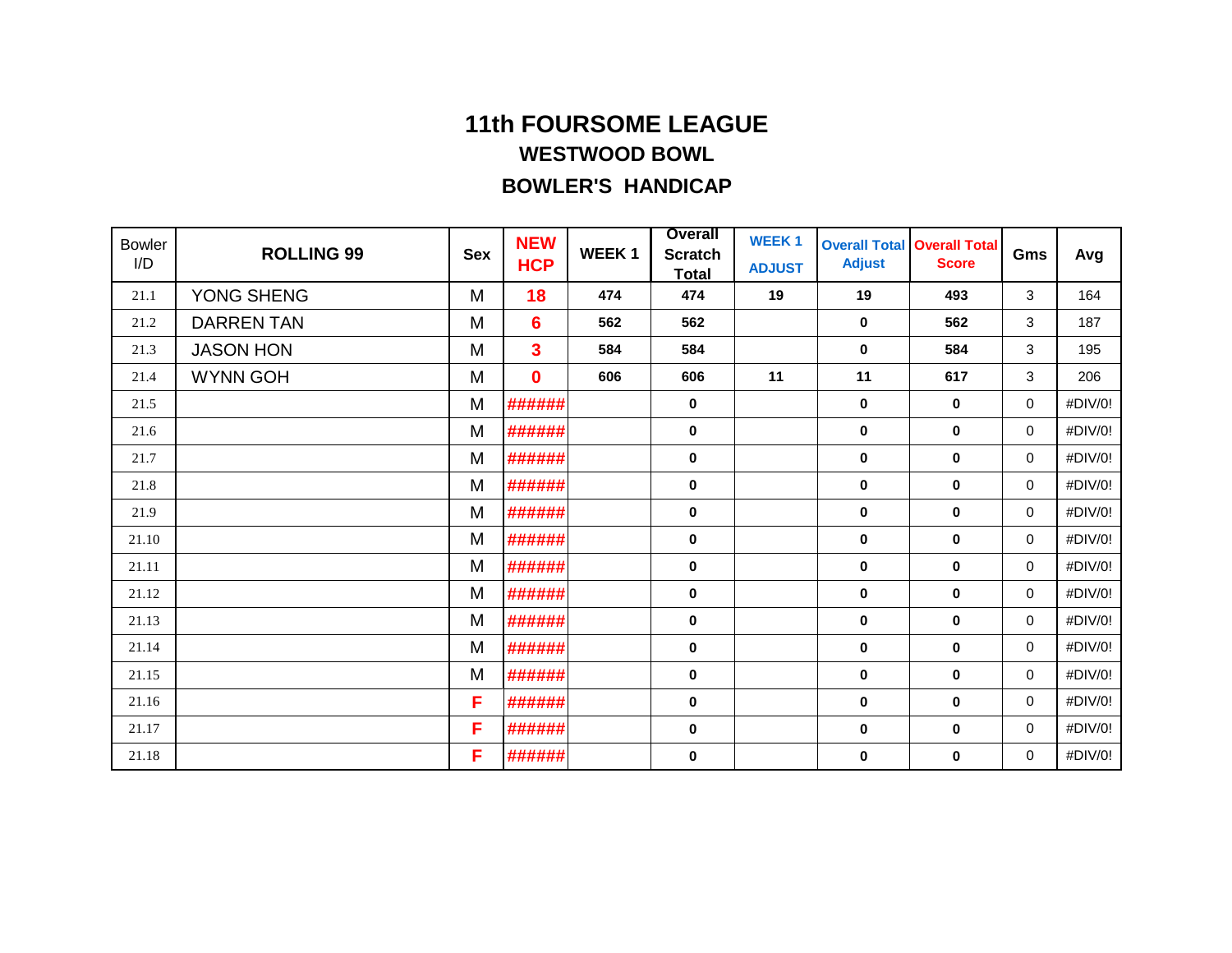# 11th FOURSOME LEAGUE

## WESTWOOD BOWL

## BOWLER'S HANDICAP

| Bowler I/D | ROLLING 99 | Sex | NEW HCP | WEEK 1 | Overall Scratch Total | WEEK 1 ADJUST | Overall Total Adjust | Overall Total Score | Gms | Avg |
|---|---|---|---|---|---|---|---|---|---|---|
| 21.1 | YONG SHENG | M | 18 | 474 | 474 | 19 | 19 | 493 | 3 | 164 |
| 21.2 | DARREN TAN | M | 6 | 562 | 562 | | 0 | 562 | 3 | 187 |
| 21.3 | JASON HON | M | 3 | 584 | 584 | | 0 | 584 | 3 | 195 |
| 21.4 | WYNN GOH | M | 0 | 606 | 606 | 11 | 11 | 617 | 3 | 206 |
| 21.5 | | M | ###### | | 0 | | 0 | 0 | 0 | #DIV/0! |
| 21.6 | | M | ###### | | 0 | | 0 | 0 | 0 | #DIV/0! |
| 21.7 | | M | ###### | | 0 | | 0 | 0 | 0 | #DIV/0! |
| 21.8 | | M | ###### | | 0 | | 0 | 0 | 0 | #DIV/0! |
| 21.9 | | M | ###### | | 0 | | 0 | 0 | 0 | #DIV/0! |
| 21.10 | | M | ###### | | 0 | | 0 | 0 | 0 | #DIV/0! |
| 21.11 | | M | ###### | | 0 | | 0 | 0 | 0 | #DIV/0! |
| 21.12 | | M | ###### | | 0 | | 0 | 0 | 0 | #DIV/0! |
| 21.13 | | M | ###### | | 0 | | 0 | 0 | 0 | #DIV/0! |
| 21.14 | | M | ###### | | 0 | | 0 | 0 | 0 | #DIV/0! |
| 21.15 | | M | ###### | | 0 | | 0 | 0 | 0 | #DIV/0! |
| 21.16 | | F | ###### | | 0 | | 0 | 0 | 0 | #DIV/0! |
| 21.17 | | F | ###### | | 0 | | 0 | 0 | 0 | #DIV/0! |
| 21.18 | | F | ###### | | 0 | | 0 | 0 | 0 | #DIV/0! |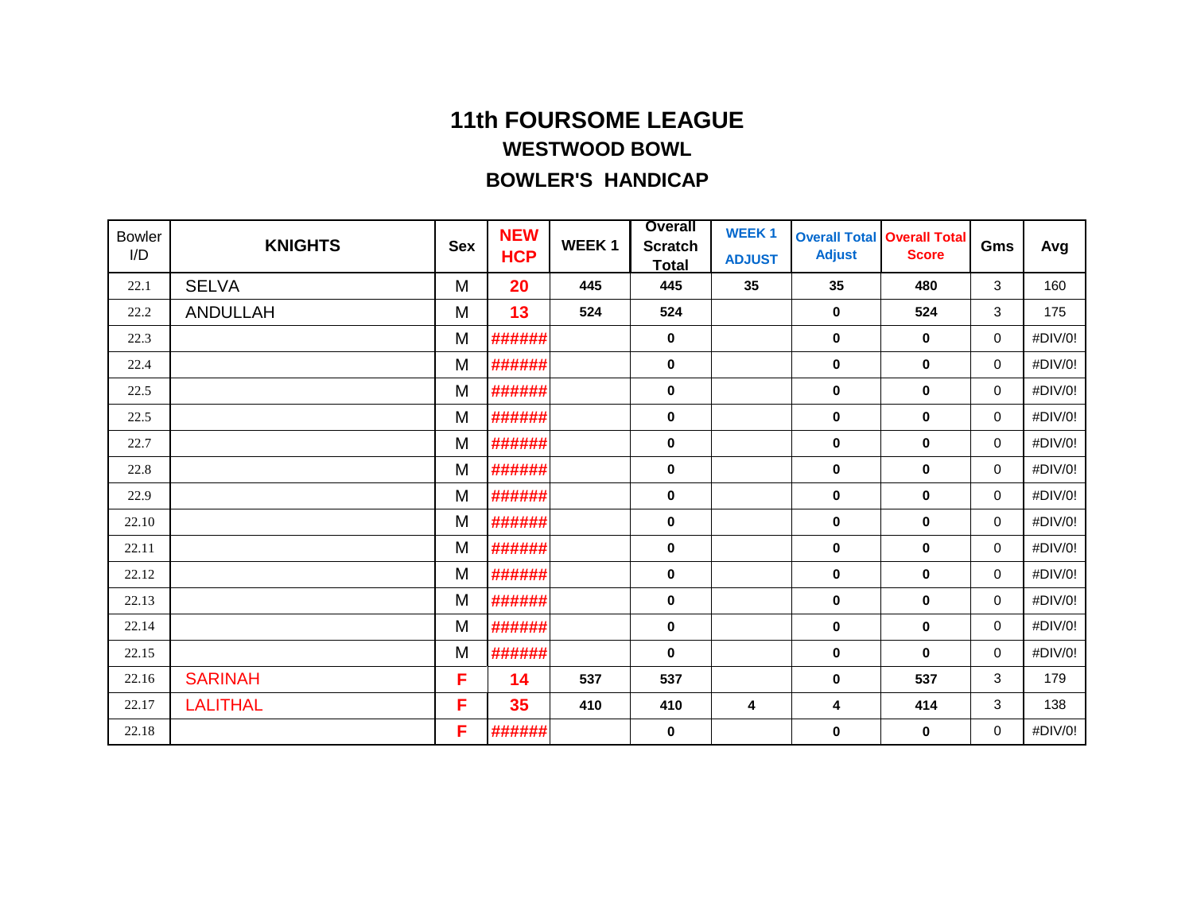# 11th FOURSOME LEAGUE

## WESTWOOD BOWL

## BOWLER'S HANDICAP

| Bowler I/D | KNIGHTS | Sex | NEW HCP | WEEK 1 | Overall Scratch Total | WEEK 1 ADJUST | Overall Total Adjust | Overall Total Score | Gms | Avg |
|---|---|---|---|---|---|---|---|---|---|---|
| 22.1 | SELVA | M | 20 | 445 | 445 | 35 | 35 | 480 | 3 | 160 |
| 22.2 | ANDULLAH | M | 13 | 524 | 524 | | 0 | 524 | 3 | 175 |
| 22.3 | | M | ###### | | 0 | | 0 | 0 | 0 | #DIV/0! |
| 22.4 | | M | ###### | | 0 | | 0 | 0 | 0 | #DIV/0! |
| 22.5 | | M | ###### | | 0 | | 0 | 0 | 0 | #DIV/0! |
| 22.5 | | M | ###### | | 0 | | 0 | 0 | 0 | #DIV/0! |
| 22.7 | | M | ###### | | 0 | | 0 | 0 | 0 | #DIV/0! |
| 22.8 | | M | ###### | | 0 | | 0 | 0 | 0 | #DIV/0! |
| 22.9 | | M | ###### | | 0 | | 0 | 0 | 0 | #DIV/0! |
| 22.10 | | M | ###### | | 0 | | 0 | 0 | 0 | #DIV/0! |
| 22.11 | | M | ###### | | 0 | | 0 | 0 | 0 | #DIV/0! |
| 22.12 | | M | ###### | | 0 | | 0 | 0 | 0 | #DIV/0! |
| 22.13 | | M | ###### | | 0 | | 0 | 0 | 0 | #DIV/0! |
| 22.14 | | M | ###### | | 0 | | 0 | 0 | 0 | #DIV/0! |
| 22.15 | | M | ###### | | 0 | | 0 | 0 | 0 | #DIV/0! |
| 22.16 | SARINAH | F | 14 | 537 | 537 | | 0 | 537 | 3 | 179 |
| 22.17 | LALITHAL | F | 35 | 410 | 410 | 4 | 4 | 414 | 3 | 138 |
| 22.18 | | F | ###### | | 0 | | 0 | 0 | 0 | #DIV/0! |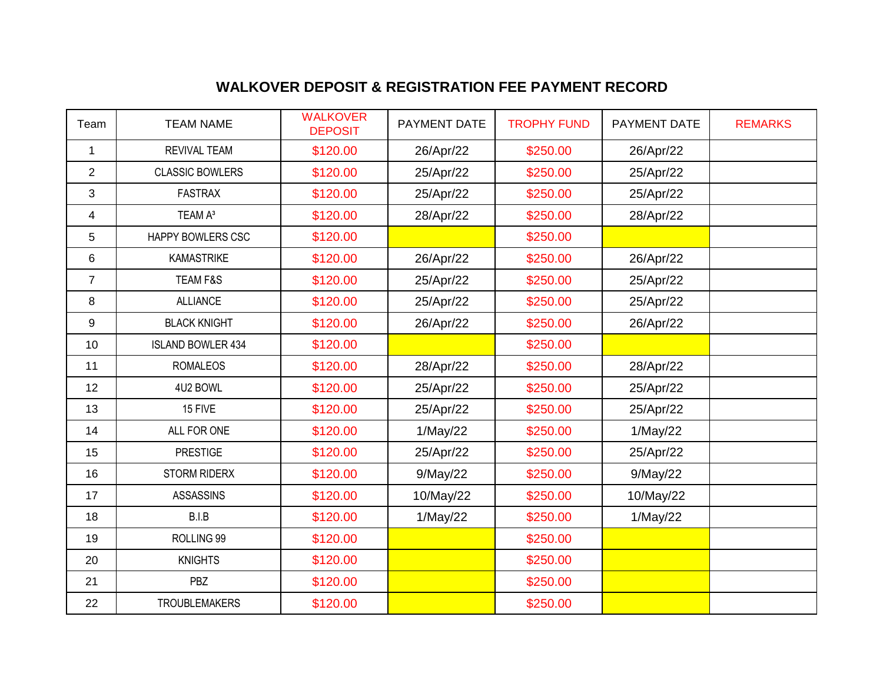## WALKOVER DEPOSIT & REGISTRATION FEE PAYMENT RECORD

| Team | TEAM NAME | WALKOVER DEPOSIT | PAYMENT DATE | TROPHY FUND | PAYMENT DATE | REMARKS |
|---|---|---|---|---|---|---|
| 1 | REVIVAL TEAM | $120.00 | 26/Apr/22 | $250.00 | 26/Apr/22 | |
| 2 | CLASSIC BOWLERS | $120.00 | 25/Apr/22 | $250.00 | 25/Apr/22 | |
| 3 | FASTRAX | $120.00 | 25/Apr/22 | $250.00 | 25/Apr/22 | |
| 4 | TEAM A³ | $120.00 | 28/Apr/22 | $250.00 | 28/Apr/22 | |
| 5 | HAPPY BOWLERS CSC | $120.00 | | $250.00 | | |
| 6 | KAMASTRIKE | $120.00 | 26/Apr/22 | $250.00 | 26/Apr/22 | |
| 7 | TEAM F&S | $120.00 | 25/Apr/22 | $250.00 | 25/Apr/22 | |
| 8 | ALLIANCE | $120.00 | 25/Apr/22 | $250.00 | 25/Apr/22 | |
| 9 | BLACK KNIGHT | $120.00 | 26/Apr/22 | $250.00 | 26/Apr/22 | |
| 10 | ISLAND BOWLER 434 | $120.00 | | $250.00 | | |
| 11 | ROMALEOS | $120.00 | 28/Apr/22 | $250.00 | 28/Apr/22 | |
| 12 | 4U2 BOWL | $120.00 | 25/Apr/22 | $250.00 | 25/Apr/22 | |
| 13 | 15 FIVE | $120.00 | 25/Apr/22 | $250.00 | 25/Apr/22 | |
| 14 | ALL FOR ONE | $120.00 | 1/May/22 | $250.00 | 1/May/22 | |
| 15 | PRESTIGE | $120.00 | 25/Apr/22 | $250.00 | 25/Apr/22 | |
| 16 | STORM RIDERX | $120.00 | 9/May/22 | $250.00 | 9/May/22 | |
| 17 | ASSASSINS | $120.00 | 10/May/22 | $250.00 | 10/May/22 | |
| 18 | B.I.B | $120.00 | 1/May/22 | $250.00 | 1/May/22 | |
| 19 | ROLLING 99 | $120.00 | | $250.00 | | |
| 20 | KNIGHTS | $120.00 | | $250.00 | | |
| 21 | PBZ | $120.00 | | $250.00 | | |
| 22 | TROUBLEMAKERS | $120.00 | | $250.00 | | |